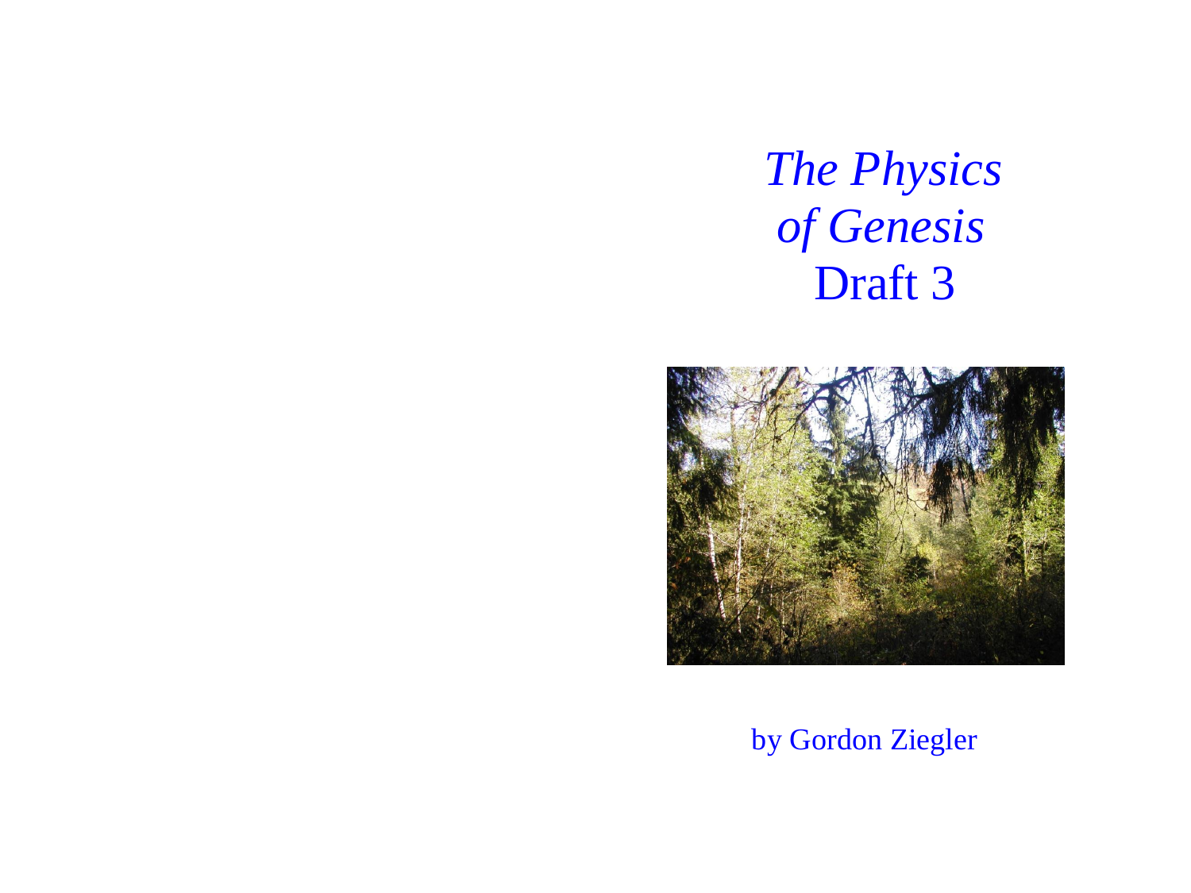# *The Physics of Genesis*
# Draft 3

by Gordon Ziegler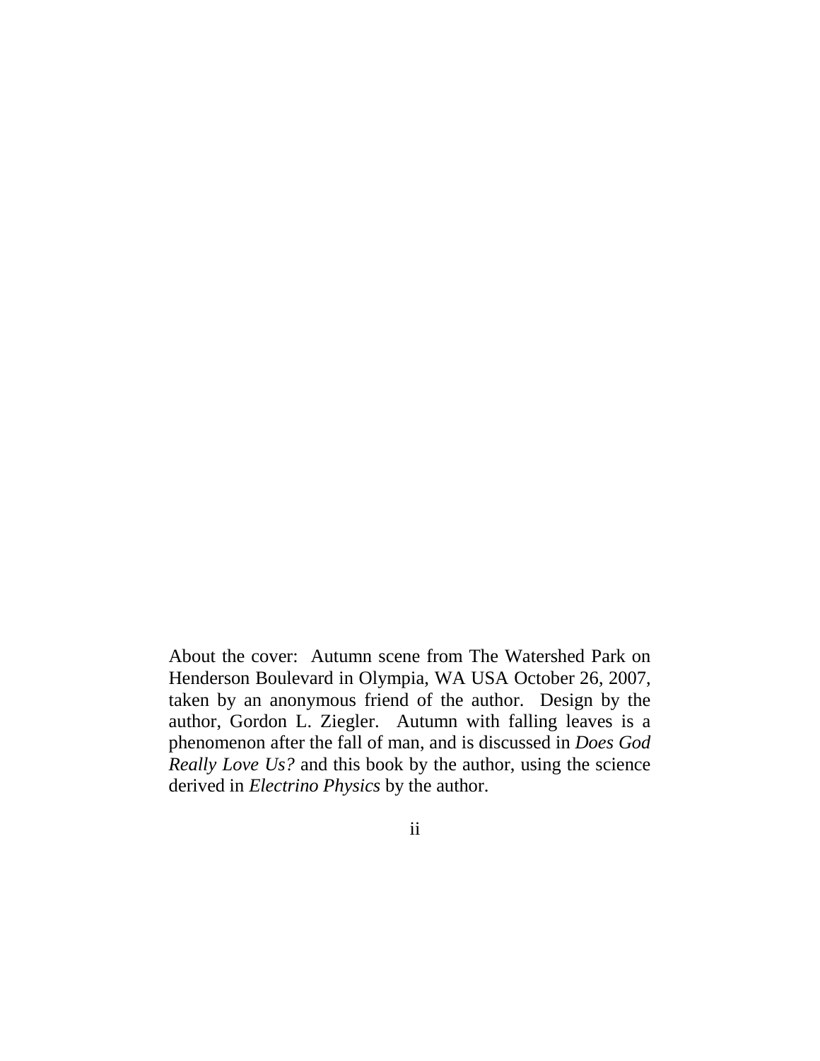About the cover: Autumn scene from The Watershed Park on Henderson Boulevard in Olympia, WA USA October 26, 2007, taken by an anonymous friend of the author. Design by the author, Gordon L. Ziegler. Autumn with falling leaves is a phenomenon after the fall of man, and is discussed in *Does God Really Love Us?* and this book by the author, using the science derived in *Electrino Physics* by the author.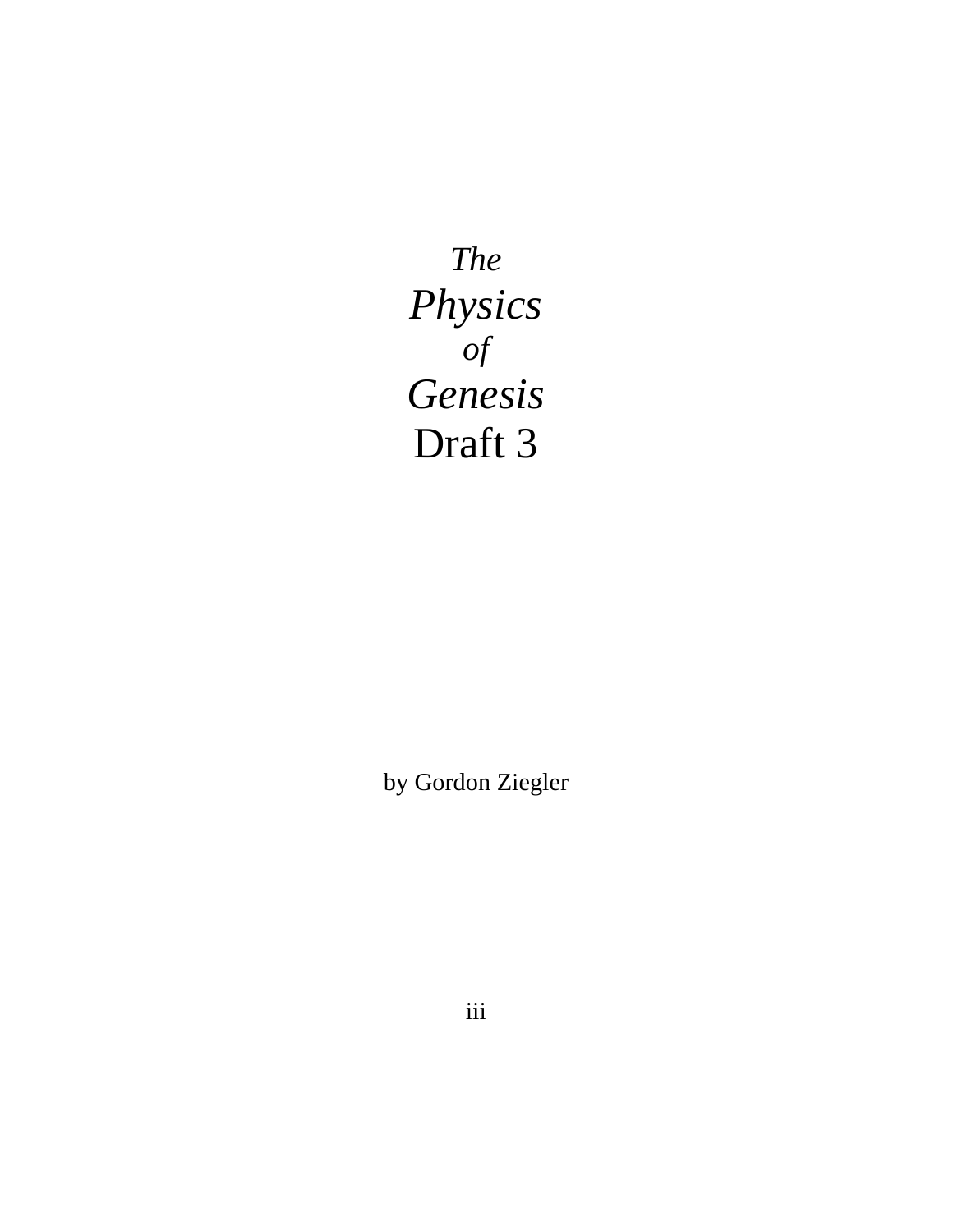# *The Physics of Genesis* Draft 3

by Gordon Ziegler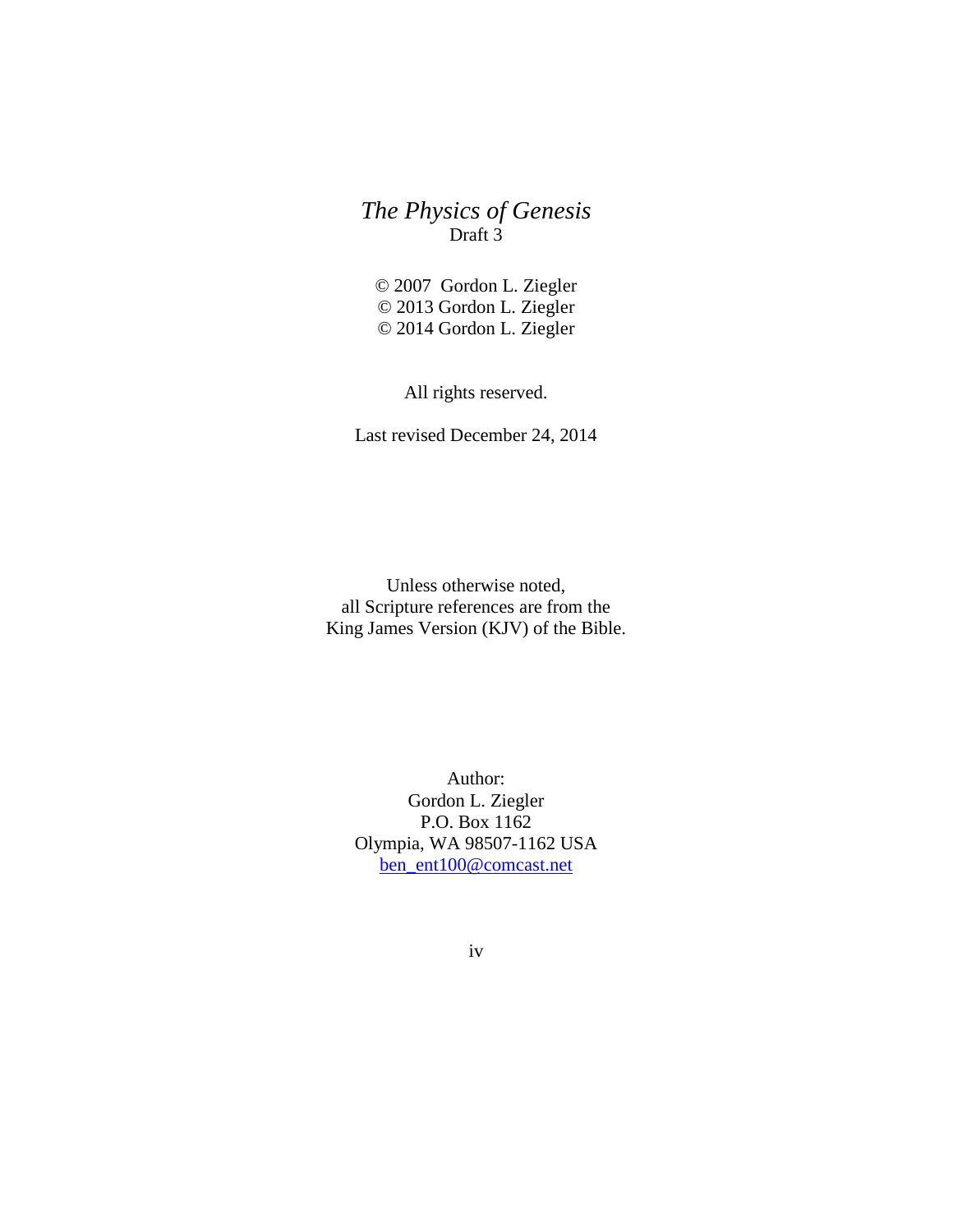*The Physics of Genesis*
Draft 3

© 2007 Gordon L. Ziegler
© 2013 Gordon L. Ziegler
© 2014 Gordon L. Ziegler

All rights reserved.

Last revised December 24, 2014

Unless otherwise noted,
all Scripture references are from the
King James Version (KJV) of the Bible.

Author:
Gordon L. Ziegler
P.O. Box 1162
Olympia, WA 98507-1162 USA
ben_ent100@comcast.net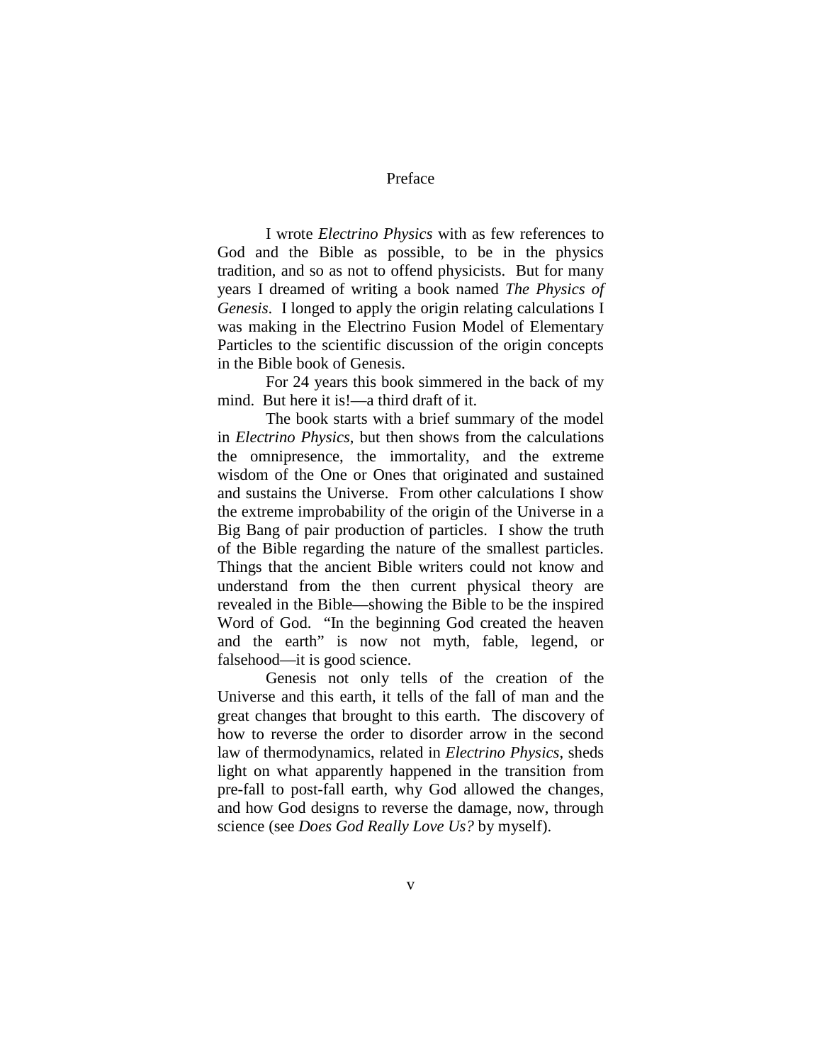# Preface

I wrote *Electrino Physics* with as few references to God and the Bible as possible, to be in the physics tradition, and so as not to offend physicists. But for many years I dreamed of writing a book named *The Physics of Genesis*. I longed to apply the origin relating calculations I was making in the Electrino Fusion Model of Elementary Particles to the scientific discussion of the origin concepts in the Bible book of Genesis.

For 24 years this book simmered in the back of my mind. But here it is!—a third draft of it.

The book starts with a brief summary of the model in *Electrino Physics*, but then shows from the calculations the omnipresence, the immortality, and the extreme wisdom of the One or Ones that originated and sustained and sustains the Universe. From other calculations I show the extreme improbability of the origin of the Universe in a Big Bang of pair production of particles. I show the truth of the Bible regarding the nature of the smallest particles. Things that the ancient Bible writers could not know and understand from the then current physical theory are revealed in the Bible—showing the Bible to be the inspired Word of God. "In the beginning God created the heaven and the earth" is now not myth, fable, legend, or falsehood—it is good science.

Genesis not only tells of the creation of the Universe and this earth, it tells of the fall of man and the great changes that brought to this earth. The discovery of how to reverse the order to disorder arrow in the second law of thermodynamics, related in *Electrino Physics*, sheds light on what apparently happened in the transition from pre-fall to post-fall earth, why God allowed the changes, and how God designs to reverse the damage, now, through science (see *Does God Really Love Us?* by myself).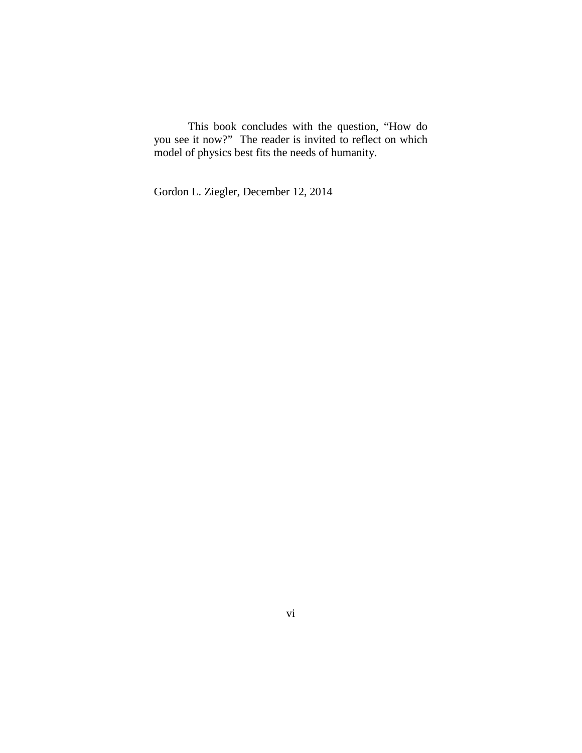This book concludes with the question, “How do you see it now?” The reader is invited to reflect on which model of physics best fits the needs of humanity.

Gordon L. Ziegler, December 12, 2014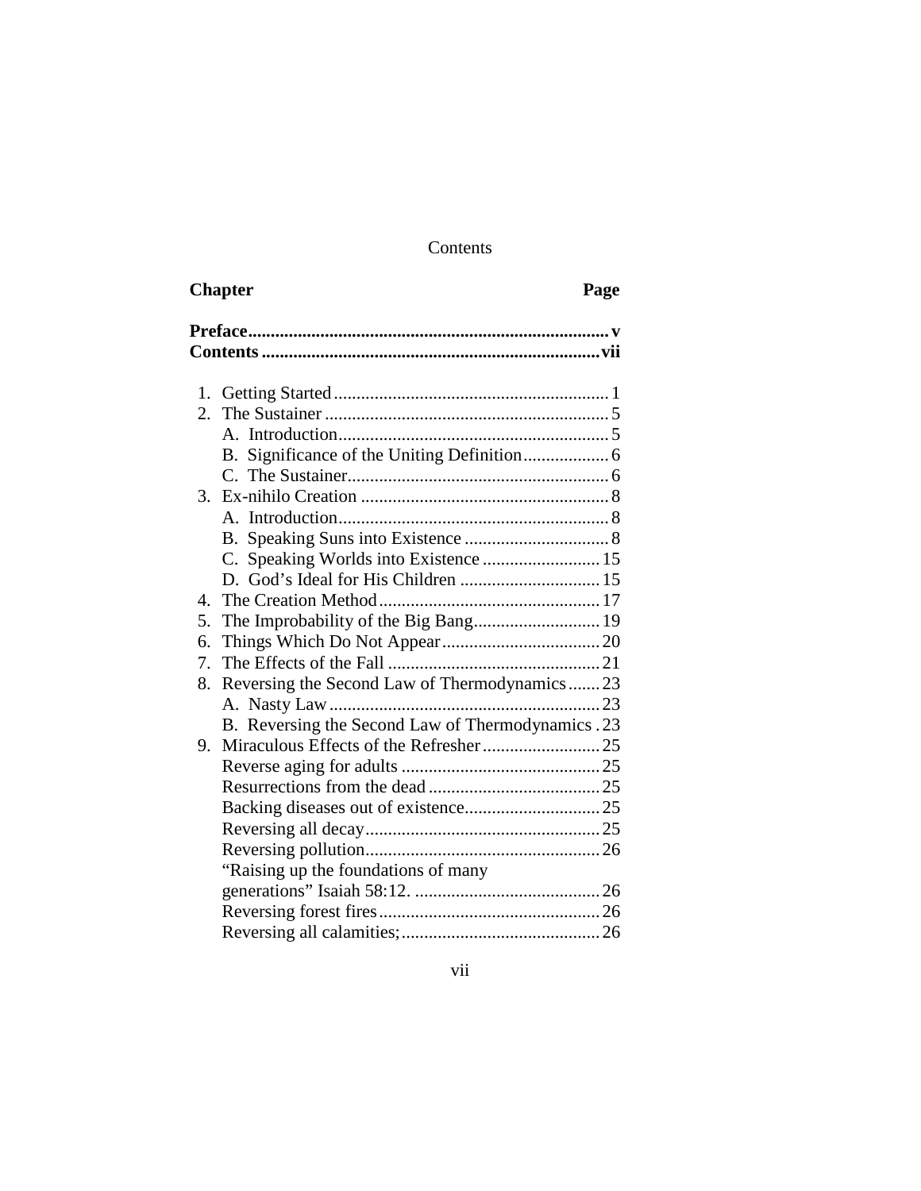# Contents

| Chapter | Page |
|---|---|
| **Preface** | **v** |
| **Contents** | **vii** |
| 1. Getting Started | 1 |
| 2. The Sustainer | 5 |
|     A. Introduction | 5 |
|     B. Significance of the Uniting Definition | 6 |
|     C. The Sustainer | 6 |
| 3. Ex-nihilo Creation | 8 |
|     A. Introduction | 8 |
|     B. Speaking Suns into Existence | 8 |
|     C. Speaking Worlds into Existence | 15 |
|     D. God’s Ideal for His Children | 15 |
| 4. The Creation Method | 17 |
| 5. The Improbability of the Big Bang | 19 |
| 6. Things Which Do Not Appear | 20 |
| 7. The Effects of the Fall | 21 |
| 8. Reversing the Second Law of Thermodynamics | 23 |
|     A. Nasty Law | 23 |
|     B. Reversing the Second Law of Thermodynamics | 23 |
| 9. Miraculous Effects of the Refresher | 25 |
|     Reverse aging for adults | 25 |
|     Resurrections from the dead | 25 |
|     Backing diseases out of existence | 25 |
|     Reversing all decay | 25 |
|     Reversing pollution | 26 |
|     “Raising up the foundations of many generations” Isaiah 58:12. | 26 |
|     Reversing forest fires | 26 |
|     Reversing all calamities; | 26 |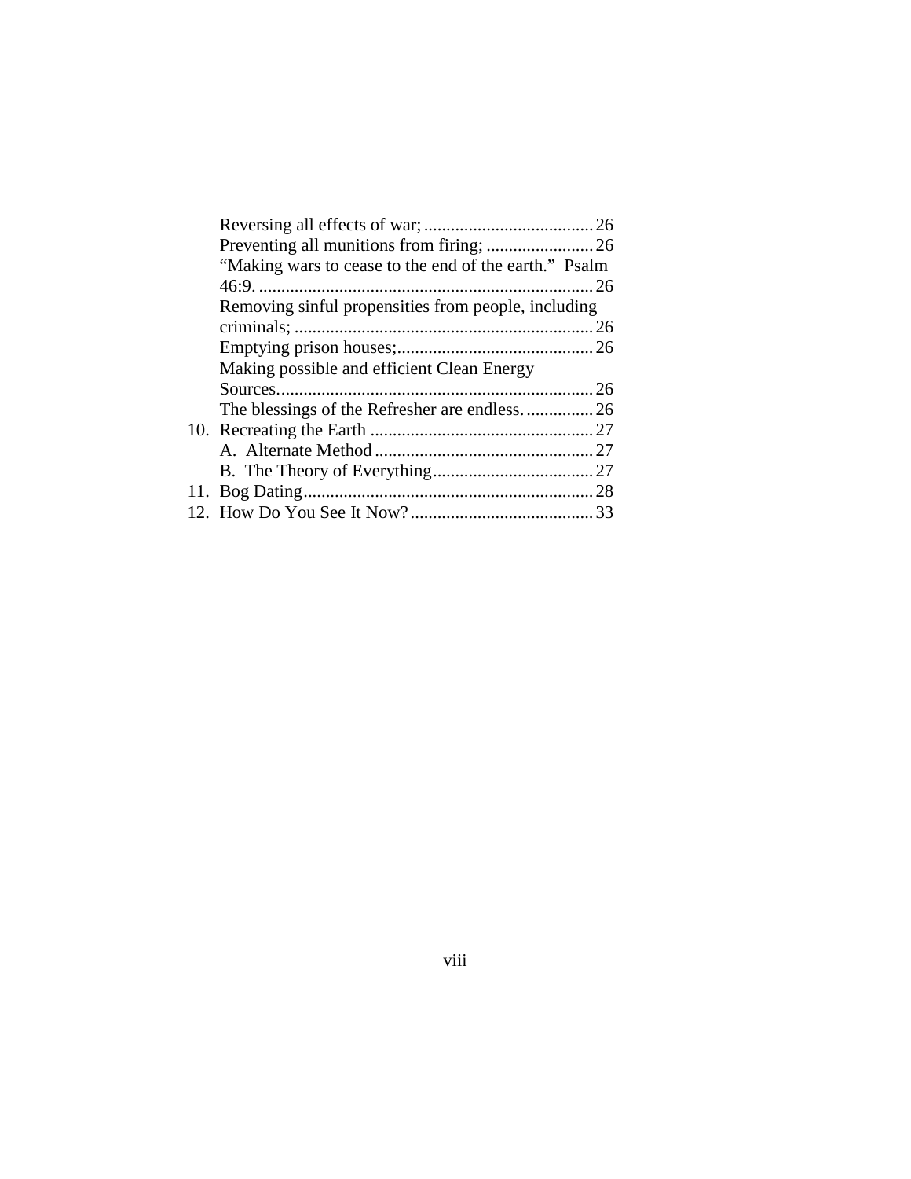- Reversing all effects of war; ...... 26
- Preventing all munitions from firing; ...... 26
- "Making wars to cease to the end of the earth." Psalm 46:9. ...... 26
- Removing sinful propensities from people, including criminals; ...... 26
- Emptying prison houses; ...... 26
- Making possible and efficient Clean Energy Sources. ...... 26
- The blessings of the Refresher are endless. ...... 26

10. Recreating the Earth ...... 27
    - A. Alternate Method ...... 27
    - B. The Theory of Everything ...... 27
11. Bog Dating ...... 28
12. How Do You See It Now? ...... 33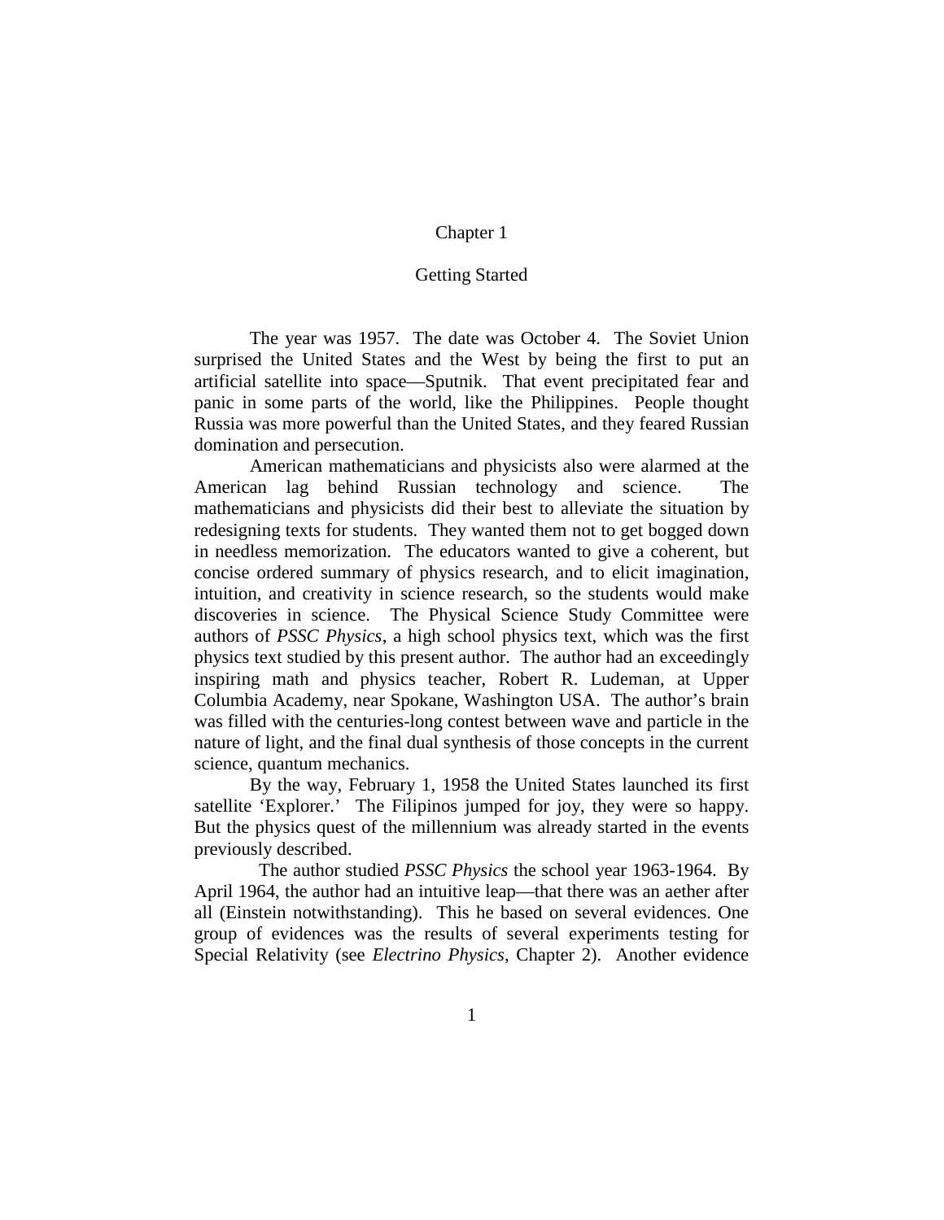# Chapter 1

## Getting Started

The year was 1957. The date was October 4. The Soviet Union surprised the United States and the West by being the first to put an artificial satellite into space—Sputnik. That event precipitated fear and panic in some parts of the world, like the Philippines. People thought Russia was more powerful than the United States, and they feared Russian domination and persecution.

American mathematicians and physicists also were alarmed at the American lag behind Russian technology and science. The mathematicians and physicists did their best to alleviate the situation by redesigning texts for students. They wanted them not to get bogged down in needless memorization. The educators wanted to give a coherent, but concise ordered summary of physics research, and to elicit imagination, intuition, and creativity in science research, so the students would make discoveries in science. The Physical Science Study Committee were authors of *PSSC Physics*, a high school physics text, which was the first physics text studied by this present author. The author had an exceedingly inspiring math and physics teacher, Robert R. Ludeman, at Upper Columbia Academy, near Spokane, Washington USA. The author's brain was filled with the centuries-long contest between wave and particle in the nature of light, and the final dual synthesis of those concepts in the current science, quantum mechanics.

By the way, February 1, 1958 the United States launched its first satellite 'Explorer.' The Filipinos jumped for joy, they were so happy. But the physics quest of the millennium was already started in the events previously described.

The author studied *PSSC Physics* the school year 1963-1964. By April 1964, the author had an intuitive leap—that there was an aether after all (Einstein notwithstanding). This he based on several evidences. One group of evidences was the results of several experiments testing for Special Relativity (see *Electrino Physics*, Chapter 2). Another evidence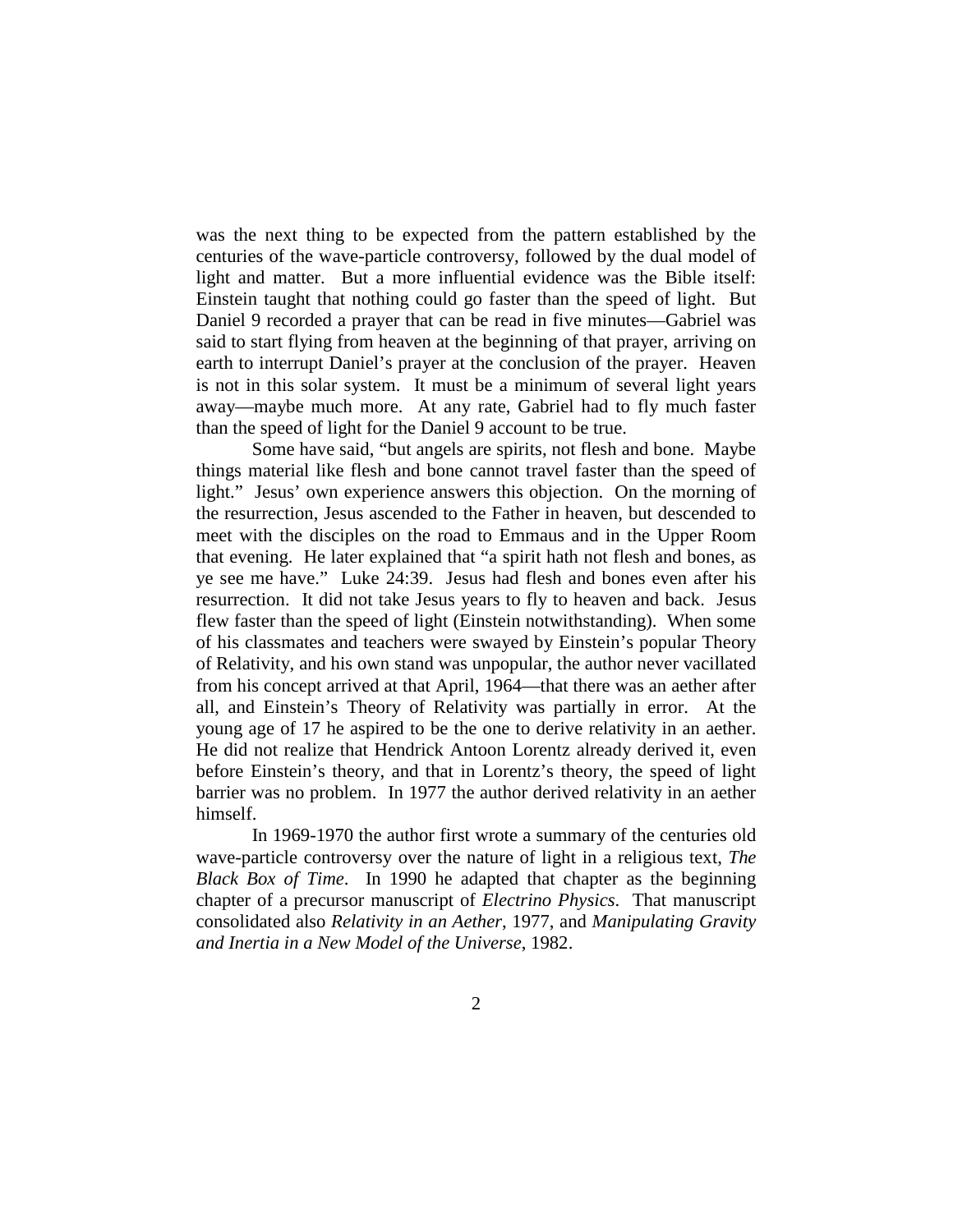was the next thing to be expected from the pattern established by the centuries of the wave-particle controversy, followed by the dual model of light and matter. But a more influential evidence was the Bible itself: Einstein taught that nothing could go faster than the speed of light. But Daniel 9 recorded a prayer that can be read in five minutes—Gabriel was said to start flying from heaven at the beginning of that prayer, arriving on earth to interrupt Daniel's prayer at the conclusion of the prayer. Heaven is not in this solar system. It must be a minimum of several light years away—maybe much more. At any rate, Gabriel had to fly much faster than the speed of light for the Daniel 9 account to be true.

Some have said, "but angels are spirits, not flesh and bone. Maybe things material like flesh and bone cannot travel faster than the speed of light." Jesus' own experience answers this objection. On the morning of the resurrection, Jesus ascended to the Father in heaven, but descended to meet with the disciples on the road to Emmaus and in the Upper Room that evening. He later explained that "a spirit hath not flesh and bones, as ye see me have." Luke 24:39. Jesus had flesh and bones even after his resurrection. It did not take Jesus years to fly to heaven and back. Jesus flew faster than the speed of light (Einstein notwithstanding). When some of his classmates and teachers were swayed by Einstein's popular Theory of Relativity, and his own stand was unpopular, the author never vacillated from his concept arrived at that April, 1964—that there was an aether after all, and Einstein's Theory of Relativity was partially in error. At the young age of 17 he aspired to be the one to derive relativity in an aether. He did not realize that Hendrick Antoon Lorentz already derived it, even before Einstein's theory, and that in Lorentz's theory, the speed of light barrier was no problem. In 1977 the author derived relativity in an aether himself.

In 1969-1970 the author first wrote a summary of the centuries old wave-particle controversy over the nature of light in a religious text, *The Black Box of Time*. In 1990 he adapted that chapter as the beginning chapter of a precursor manuscript of *Electrino Physics*. That manuscript consolidated also *Relativity in an Aether*, 1977, and *Manipulating Gravity and Inertia in a New Model of the Universe*, 1982.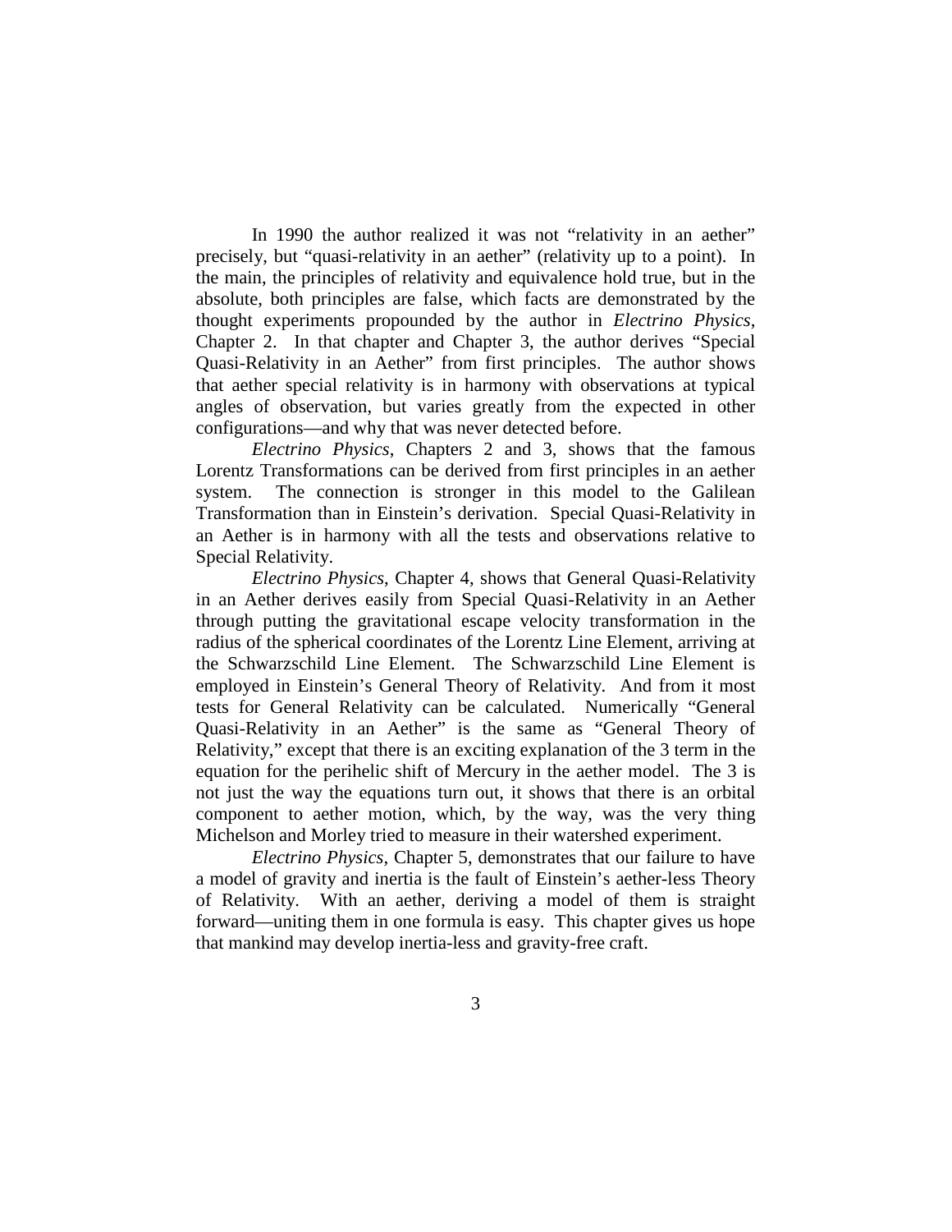In 1990 the author realized it was not "relativity in an aether" precisely, but "quasi-relativity in an aether" (relativity up to a point). In the main, the principles of relativity and equivalence hold true, but in the absolute, both principles are false, which facts are demonstrated by the thought experiments propounded by the author in *Electrino Physics*, Chapter 2. In that chapter and Chapter 3, the author derives "Special Quasi-Relativity in an Aether" from first principles. The author shows that aether special relativity is in harmony with observations at typical angles of observation, but varies greatly from the expected in other configurations—and why that was never detected before.

*Electrino Physics*, Chapters 2 and 3, shows that the famous Lorentz Transformations can be derived from first principles in an aether system. The connection is stronger in this model to the Galilean Transformation than in Einstein's derivation. Special Quasi-Relativity in an Aether is in harmony with all the tests and observations relative to Special Relativity.

*Electrino Physics*, Chapter 4, shows that General Quasi-Relativity in an Aether derives easily from Special Quasi-Relativity in an Aether through putting the gravitational escape velocity transformation in the radius of the spherical coordinates of the Lorentz Line Element, arriving at the Schwarzschild Line Element. The Schwarzschild Line Element is employed in Einstein's General Theory of Relativity. And from it most tests for General Relativity can be calculated. Numerically "General Quasi-Relativity in an Aether" is the same as "General Theory of Relativity," except that there is an exciting explanation of the 3 term in the equation for the perihelic shift of Mercury in the aether model. The 3 is not just the way the equations turn out, it shows that there is an orbital component to aether motion, which, by the way, was the very thing Michelson and Morley tried to measure in their watershed experiment.

*Electrino Physics*, Chapter 5, demonstrates that our failure to have a model of gravity and inertia is the fault of Einstein's aether-less Theory of Relativity. With an aether, deriving a model of them is straight forward—uniting them in one formula is easy. This chapter gives us hope that mankind may develop inertia-less and gravity-free craft.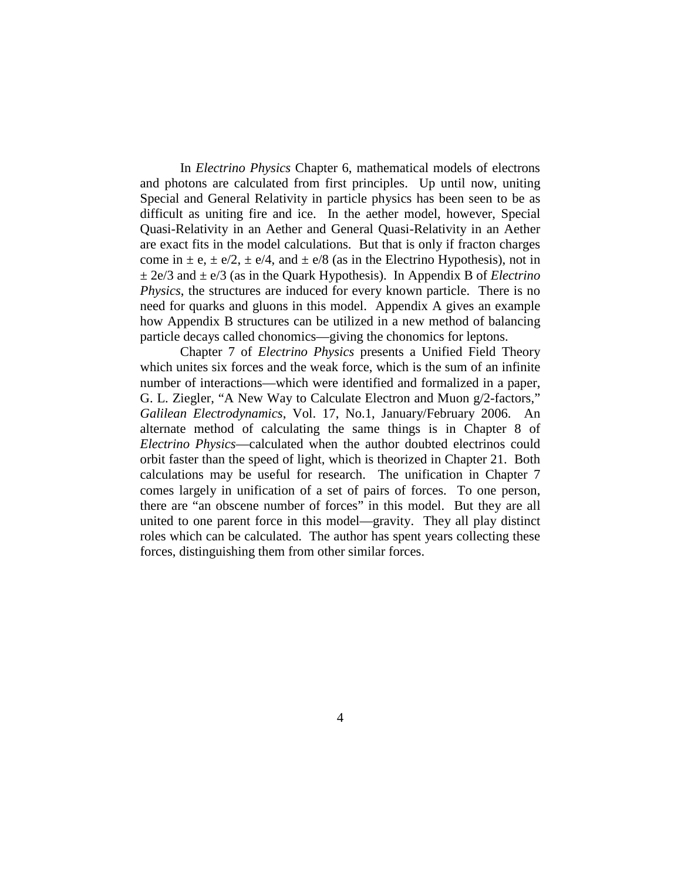In *Electrino Physics* Chapter 6, mathematical models of electrons and photons are calculated from first principles. Up until now, uniting Special and General Relativity in particle physics has been seen to be as difficult as uniting fire and ice. In the aether model, however, Special Quasi-Relativity in an Aether and General Quasi-Relativity in an Aether are exact fits in the model calculations. But that is only if fracton charges come in $\pm$ e, $\pm$ e/2, $\pm$ e/4, and $\pm$ e/8 (as in the Electrino Hypothesis), not in $\pm$ 2e/3 and $\pm$ e/3 (as in the Quark Hypothesis). In Appendix B of *Electrino Physics*, the structures are induced for every known particle. There is no need for quarks and gluons in this model. Appendix A gives an example how Appendix B structures can be utilized in a new method of balancing particle decays called chonomics—giving the chonomics for leptons.

Chapter 7 of *Electrino Physics* presents a Unified Field Theory which unites six forces and the weak force, which is the sum of an infinite number of interactions—which were identified and formalized in a paper, G. L. Ziegler, "A New Way to Calculate Electron and Muon g/2-factors," *Galilean Electrodynamics*, Vol. 17, No.1, January/February 2006. An alternate method of calculating the same things is in Chapter 8 of *Electrino Physics*—calculated when the author doubted electrinos could orbit faster than the speed of light, which is theorized in Chapter 21. Both calculations may be useful for research. The unification in Chapter 7 comes largely in unification of a set of pairs of forces. To one person, there are "an obscene number of forces" in this model. But they are all united to one parent force in this model—gravity. They all play distinct roles which can be calculated. The author has spent years collecting these forces, distinguishing them from other similar forces.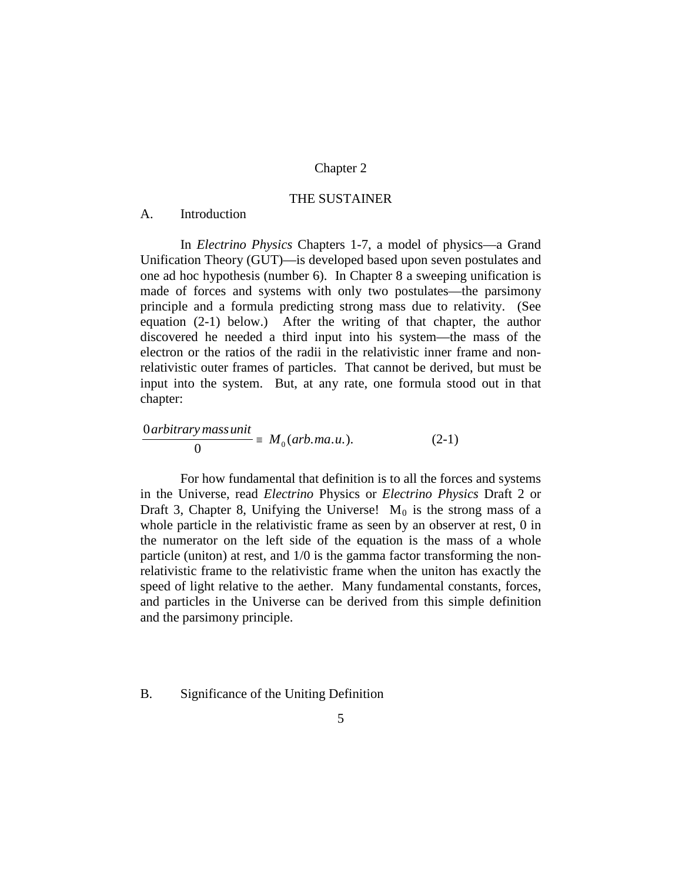# Chapter 2

## THE SUSTAINER

### A. Introduction

In *Electrino Physics* Chapters 1-7, a model of physics—a Grand Unification Theory (GUT)—is developed based upon seven postulates and one ad hoc hypothesis (number 6). In Chapter 8 a sweeping unification is made of forces and systems with only two postulates—the parsimony principle and a formula predicting strong mass due to relativity. (See equation (2-1) below.) After the writing of that chapter, the author discovered he needed a third input into his system—the mass of the electron or the ratios of the radii in the relativistic inner frame and non-relativistic outer frames of particles. That cannot be derived, but must be input into the system. But, at any rate, one formula stood out in that chapter:

$$\frac{0\,arbitrary\,mass\,unit}{0} \equiv M_0(arb.ma.u.). \qquad (2\text{-}1)$$

For how fundamental that definition is to all the forces and systems in the Universe, read *Electrino* Physics or *Electrino Physics* Draft 2 or Draft 3, Chapter 8, Unifying the Universe! $M_0$ is the strong mass of a whole particle in the relativistic frame as seen by an observer at rest, 0 in the numerator on the left side of the equation is the mass of a whole particle (uniton) at rest, and 1/0 is the gamma factor transforming the non-relativistic frame to the relativistic frame when the uniton has exactly the speed of light relative to the aether. Many fundamental constants, forces, and particles in the Universe can be derived from this simple definition and the parsimony principle.

### B. Significance of the Uniting Definition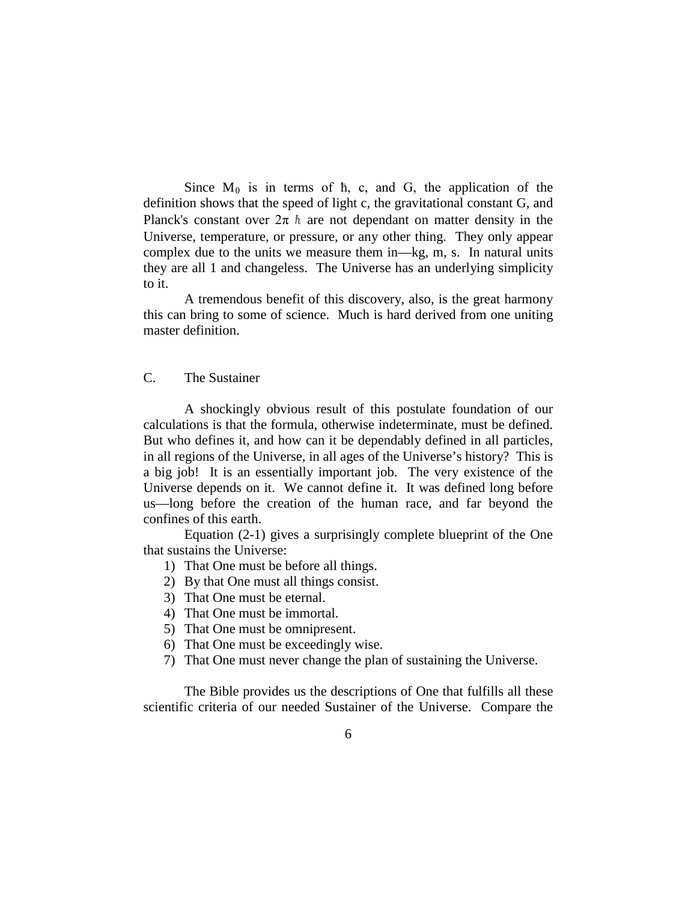Since $M_0$ is in terms of ħ, c, and G, the application of the definition shows that the speed of light c, the gravitational constant G, and Planck's constant over $2\pi$ $\hbar$ are not dependant on matter density in the Universe, temperature, or pressure, or any other thing. They only appear complex due to the units we measure them in—kg, m, s. In natural units they are all 1 and changeless. The Universe has an underlying simplicity to it.

A tremendous benefit of this discovery, also, is the great harmony this can bring to some of science. Much is hard derived from one uniting master definition.

## C. The Sustainer

A shockingly obvious result of this postulate foundation of our calculations is that the formula, otherwise indeterminate, must be defined. But who defines it, and how can it be dependably defined in all particles, in all regions of the Universe, in all ages of the Universe's history? This is a big job! It is an essentially important job. The very existence of the Universe depends on it. We cannot define it. It was defined long before us—long before the creation of the human race, and far beyond the confines of this earth.

Equation (2-1) gives a surprisingly complete blueprint of the One that sustains the Universe:

1) That One must be before all things.
2) By that One must all things consist.
3) That One must be eternal.
4) That One must be immortal.
5) That One must be omnipresent.
6) That One must be exceedingly wise.
7) That One must never change the plan of sustaining the Universe.

The Bible provides us the descriptions of One that fulfills all these scientific criteria of our needed Sustainer of the Universe. Compare the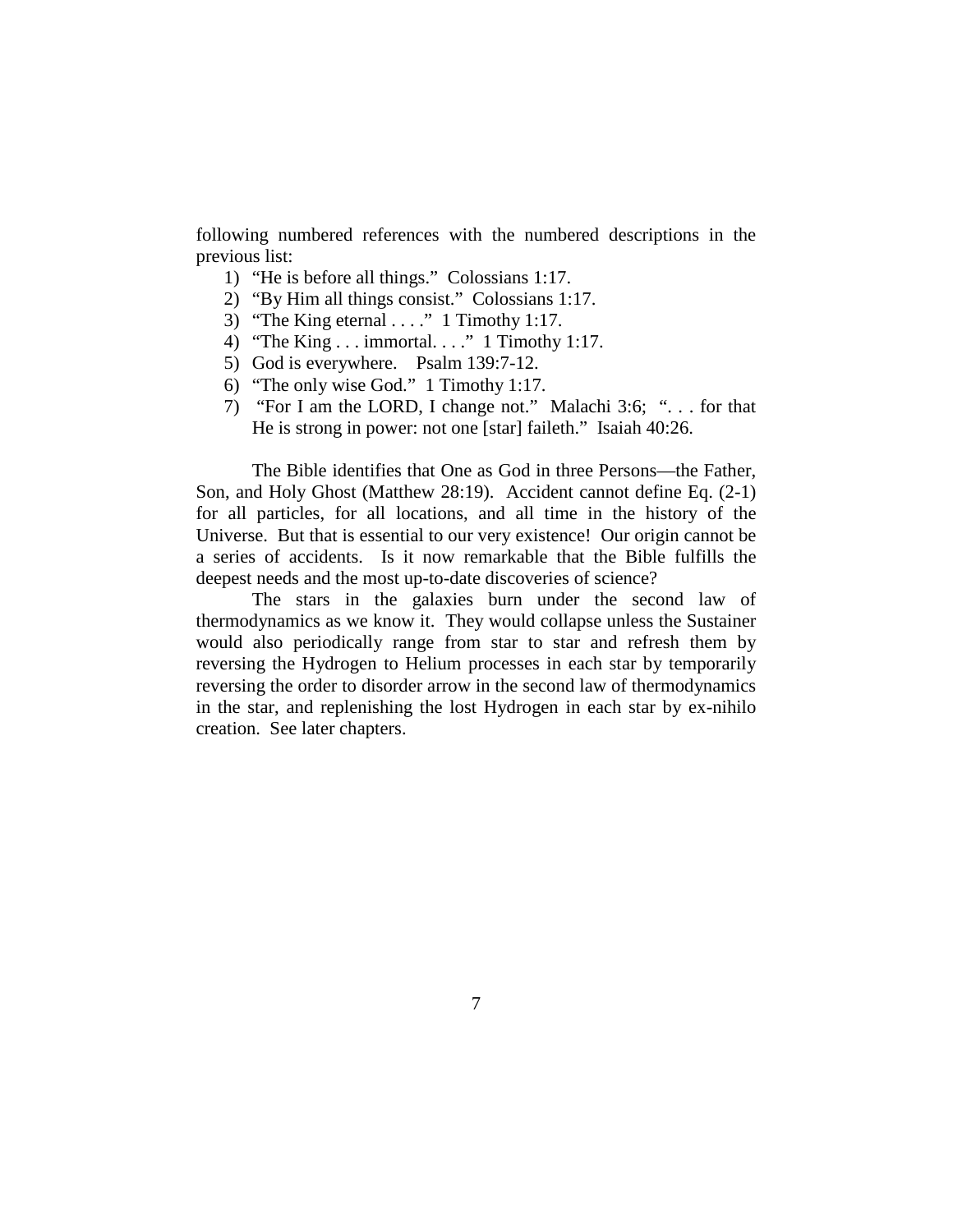following numbered references with the numbered descriptions in the previous list:

1) "He is before all things." Colossians 1:17.
2) "By Him all things consist." Colossians 1:17.
3) "The King eternal . . . ." 1 Timothy 1:17.
4) "The King . . . immortal. . . ." 1 Timothy 1:17.
5) God is everywhere. Psalm 139:7-12.
6) "The only wise God." 1 Timothy 1:17.
7) "For I am the LORD, I change not." Malachi 3:6; ". . . for that He is strong in power: not one [star] faileth." Isaiah 40:26.

The Bible identifies that One as God in three Persons—the Father, Son, and Holy Ghost (Matthew 28:19). Accident cannot define Eq. (2-1) for all particles, for all locations, and all time in the history of the Universe. But that is essential to our very existence! Our origin cannot be a series of accidents. Is it now remarkable that the Bible fulfills the deepest needs and the most up-to-date discoveries of science?

The stars in the galaxies burn under the second law of thermodynamics as we know it. They would collapse unless the Sustainer would also periodically range from star to star and refresh them by reversing the Hydrogen to Helium processes in each star by temporarily reversing the order to disorder arrow in the second law of thermodynamics in the star, and replenishing the lost Hydrogen in each star by ex-nihilo creation. See later chapters.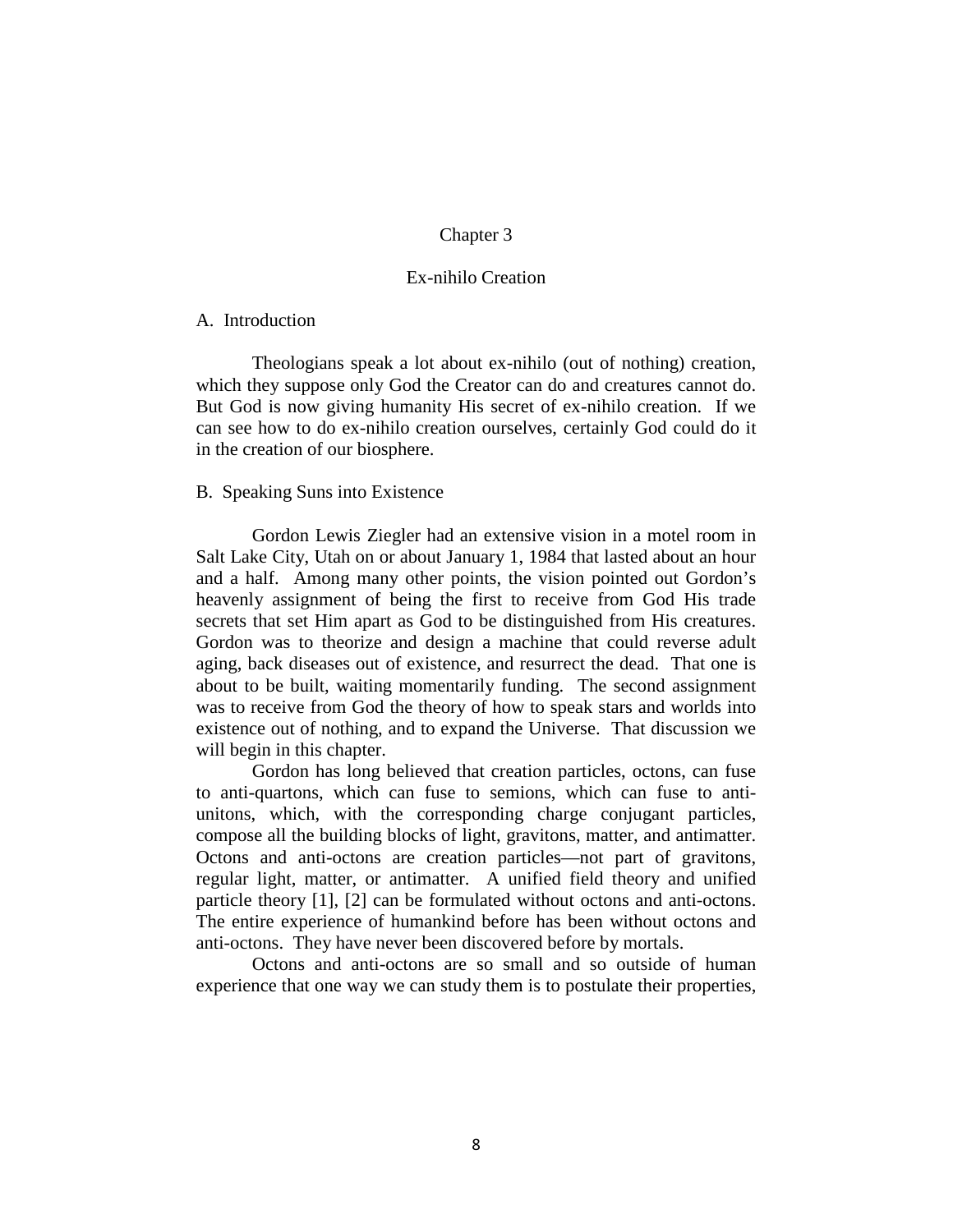# Chapter 3

# Ex-nihilo Creation

## A. Introduction

Theologians speak a lot about ex-nihilo (out of nothing) creation, which they suppose only God the Creator can do and creatures cannot do. But God is now giving humanity His secret of ex-nihilo creation. If we can see how to do ex-nihilo creation ourselves, certainly God could do it in the creation of our biosphere.

## B. Speaking Suns into Existence

Gordon Lewis Ziegler had an extensive vision in a motel room in Salt Lake City, Utah on or about January 1, 1984 that lasted about an hour and a half. Among many other points, the vision pointed out Gordon's heavenly assignment of being the first to receive from God His trade secrets that set Him apart as God to be distinguished from His creatures. Gordon was to theorize and design a machine that could reverse adult aging, back diseases out of existence, and resurrect the dead. That one is about to be built, waiting momentarily funding. The second assignment was to receive from God the theory of how to speak stars and worlds into existence out of nothing, and to expand the Universe. That discussion we will begin in this chapter.

Gordon has long believed that creation particles, octons, can fuse to anti-quartons, which can fuse to semions, which can fuse to anti-unitons, which, with the corresponding charge conjugant particles, compose all the building blocks of light, gravitons, matter, and antimatter. Octons and anti-octons are creation particles—not part of gravitons, regular light, matter, or antimatter. A unified field theory and unified particle theory [1], [2] can be formulated without octons and anti-octons. The entire experience of humankind before has been without octons and anti-octons. They have never been discovered before by mortals.

Octons and anti-octons are so small and so outside of human experience that one way we can study them is to postulate their properties,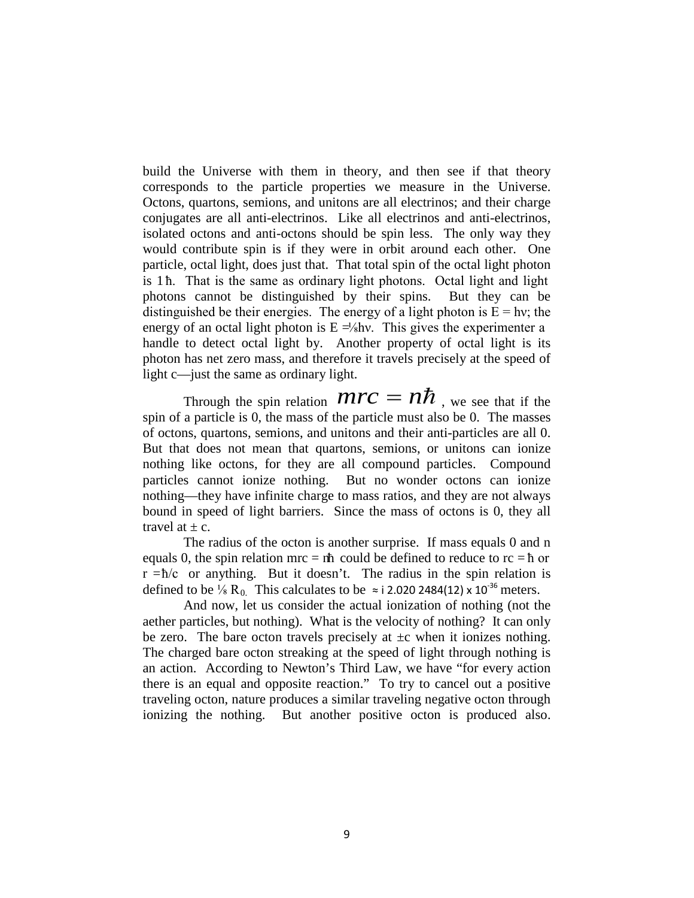build the Universe with them in theory, and then see if that theory corresponds to the particle properties we measure in the Universe. Octons, quartons, semions, and unitons are all electrinos; and their charge conjugates are all anti-electrinos. Like all electrinos and anti-electrinos, isolated octons and anti-octons should be spin less. The only way they would contribute spin is if they were in orbit around each other. One particle, octal light, does just that. That total spin of the octal light photon is $1\hbar$. That is the same as ordinary light photons. Octal light and light photons cannot be distinguished by their spins. But they can be distinguished be their energies. The energy of a light photon is $E = h\nu$; the energy of an octal light photon is $E = \frac{1}{8}h\nu$. This gives the experimenter a handle to detect octal light by. Another property of octal light is its photon has net zero mass, and therefore it travels precisely at the speed of light c—just the same as ordinary light.

Through the spin relation $mrc = n\hbar$, we see that if the spin of a particle is 0, the mass of the particle must also be 0. The masses of octons, quartons, semions, and unitons and their anti-particles are all 0. But that does not mean that quartons, semions, or unitons can ionize nothing like octons, for they are all compound particles. Compound particles cannot ionize nothing. But no wonder octons can ionize nothing—they have infinite charge to mass ratios, and they are not always bound in speed of light barriers. Since the mass of octons is 0, they all travel at $\pm$ c.

The radius of the octon is another surprise. If mass equals 0 and n equals 0, the spin relation $mrc = n\hbar$ could be defined to reduce to $rc = \hbar$ or $r = \hbar/c$ or anything. But it doesn't. The radius in the spin relation is defined to be $\frac{1}{8} R_0$. This calculates to be $\approx i\ 2.020\ 2484(12) \times 10^{-36}$ meters.

And now, let us consider the actual ionization of nothing (not the aether particles, but nothing). What is the velocity of nothing? It can only be zero. The bare octon travels precisely at $\pm$c when it ionizes nothing. The charged bare octon streaking at the speed of light through nothing is an action. According to Newton's Third Law, we have "for every action there is an equal and opposite reaction." To try to cancel out a positive traveling octon, nature produces a similar traveling negative octon through ionizing the nothing. But another positive octon is produced also.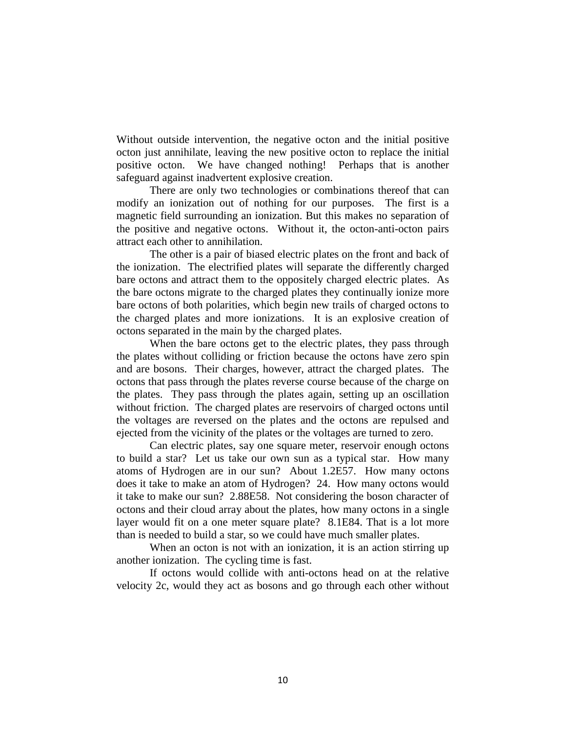Without outside intervention, the negative octon and the initial positive octon just annihilate, leaving the new positive octon to replace the initial positive octon. We have changed nothing! Perhaps that is another safeguard against inadvertent explosive creation.

There are only two technologies or combinations thereof that can modify an ionization out of nothing for our purposes. The first is a magnetic field surrounding an ionization. But this makes no separation of the positive and negative octons. Without it, the octon-anti-octon pairs attract each other to annihilation.

The other is a pair of biased electric plates on the front and back of the ionization. The electrified plates will separate the differently charged bare octons and attract them to the oppositely charged electric plates. As the bare octons migrate to the charged plates they continually ionize more bare octons of both polarities, which begin new trails of charged octons to the charged plates and more ionizations. It is an explosive creation of octons separated in the main by the charged plates.

When the bare octons get to the electric plates, they pass through the plates without colliding or friction because the octons have zero spin and are bosons. Their charges, however, attract the charged plates. The octons that pass through the plates reverse course because of the charge on the plates. They pass through the plates again, setting up an oscillation without friction. The charged plates are reservoirs of charged octons until the voltages are reversed on the plates and the octons are repulsed and ejected from the vicinity of the plates or the voltages are turned to zero.

Can electric plates, say one square meter, reservoir enough octons to build a star? Let us take our own sun as a typical star. How many atoms of Hydrogen are in our sun? About 1.2E57. How many octons does it take to make an atom of Hydrogen? 24. How many octons would it take to make our sun? 2.88E58. Not considering the boson character of octons and their cloud array about the plates, how many octons in a single layer would fit on a one meter square plate? 8.1E84. That is a lot more than is needed to build a star, so we could have much smaller plates.

When an octon is not with an ionization, it is an action stirring up another ionization. The cycling time is fast.

If octons would collide with anti-octons head on at the relative velocity 2c, would they act as bosons and go through each other without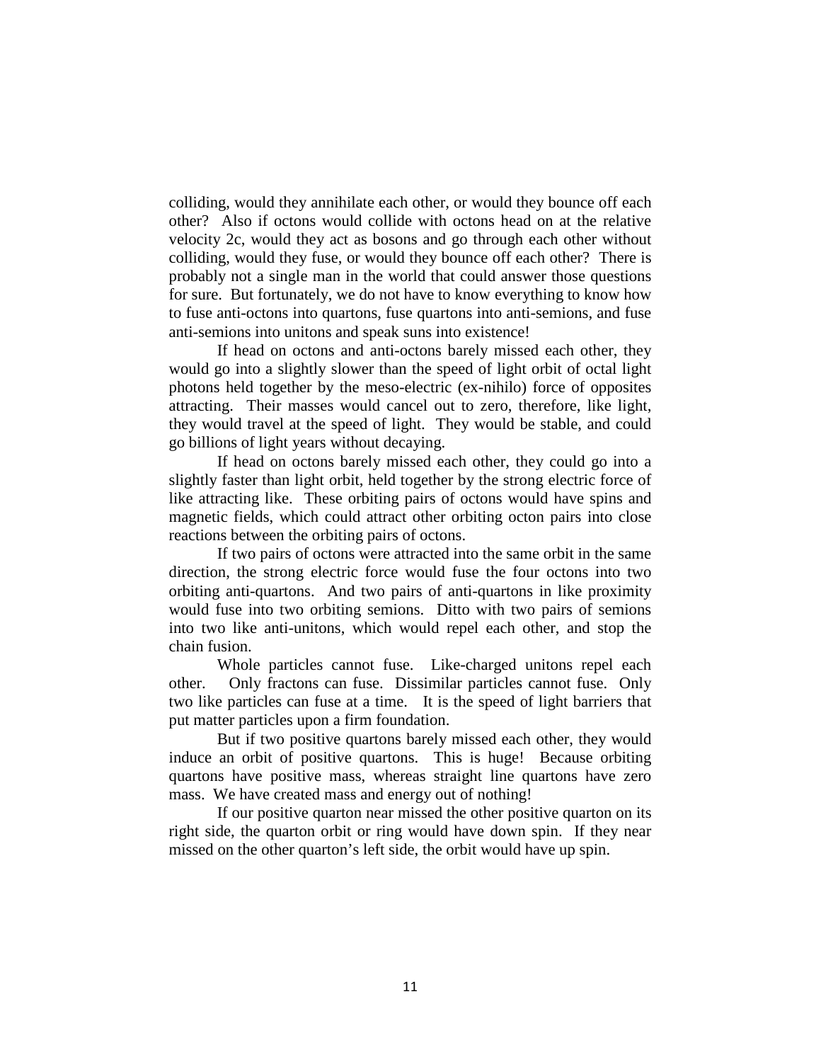colliding, would they annihilate each other, or would they bounce off each other? Also if octons would collide with octons head on at the relative velocity 2c, would they act as bosons and go through each other without colliding, would they fuse, or would they bounce off each other? There is probably not a single man in the world that could answer those questions for sure. But fortunately, we do not have to know everything to know how to fuse anti-octons into quartons, fuse quartons into anti-semions, and fuse anti-semions into unitons and speak suns into existence!

If head on octons and anti-octons barely missed each other, they would go into a slightly slower than the speed of light orbit of octal light photons held together by the meso-electric (ex-nihilo) force of opposites attracting. Their masses would cancel out to zero, therefore, like light, they would travel at the speed of light. They would be stable, and could go billions of light years without decaying.

If head on octons barely missed each other, they could go into a slightly faster than light orbit, held together by the strong electric force of like attracting like. These orbiting pairs of octons would have spins and magnetic fields, which could attract other orbiting octon pairs into close reactions between the orbiting pairs of octons.

If two pairs of octons were attracted into the same orbit in the same direction, the strong electric force would fuse the four octons into two orbiting anti-quartons. And two pairs of anti-quartons in like proximity would fuse into two orbiting semions. Ditto with two pairs of semions into two like anti-unitons, which would repel each other, and stop the chain fusion.

Whole particles cannot fuse. Like-charged unitons repel each other. Only fractons can fuse. Dissimilar particles cannot fuse. Only two like particles can fuse at a time. It is the speed of light barriers that put matter particles upon a firm foundation.

But if two positive quartons barely missed each other, they would induce an orbit of positive quartons. This is huge! Because orbiting quartons have positive mass, whereas straight line quartons have zero mass. We have created mass and energy out of nothing!

If our positive quarton near missed the other positive quarton on its right side, the quarton orbit or ring would have down spin. If they near missed on the other quarton's left side, the orbit would have up spin.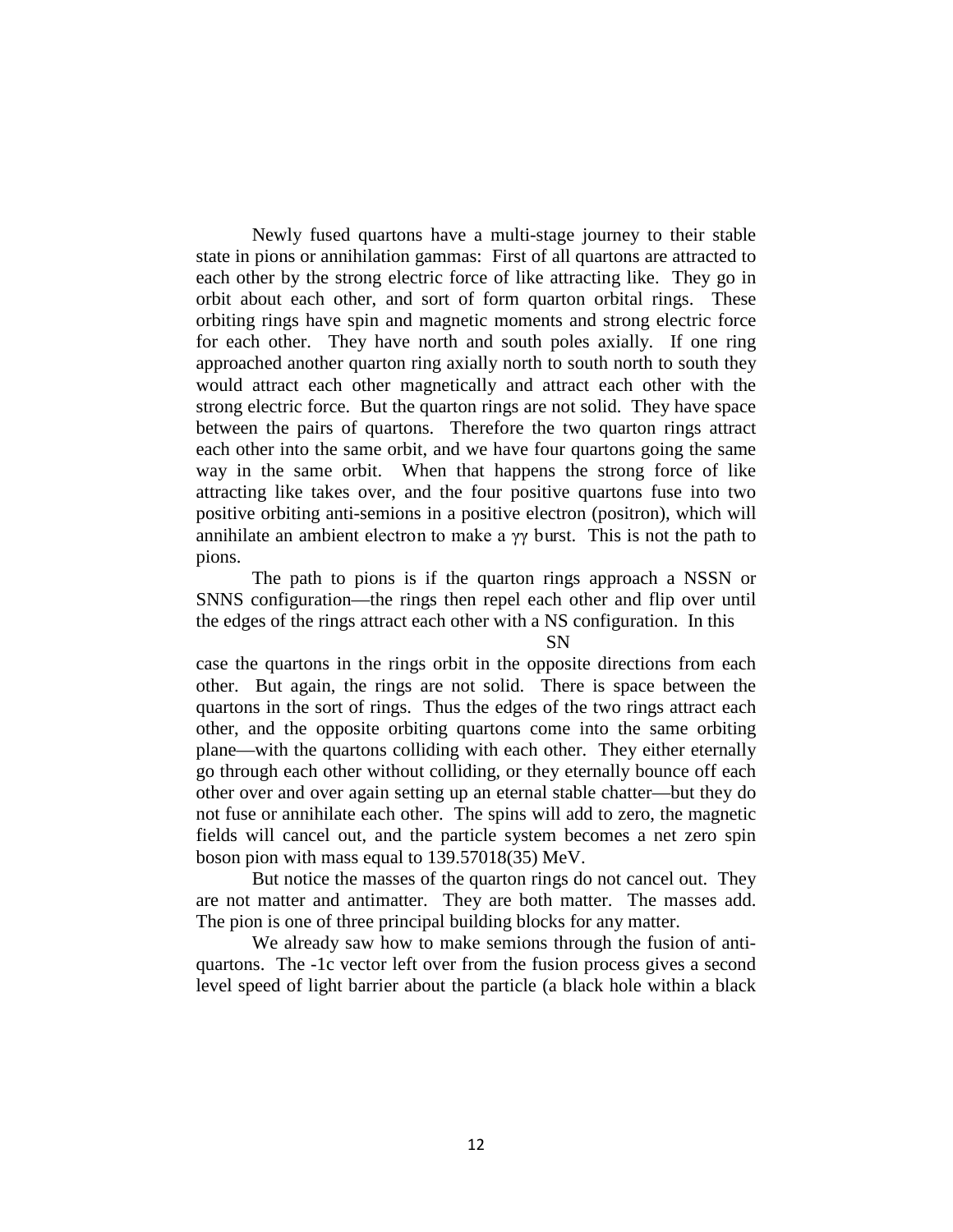Newly fused quartons have a multi-stage journey to their stable state in pions or annihilation gammas: First of all quartons are attracted to each other by the strong electric force of like attracting like. They go in orbit about each other, and sort of form quarton orbital rings. These orbiting rings have spin and magnetic moments and strong electric force for each other. They have north and south poles axially. If one ring approached another quarton ring axially north to south north to south they would attract each other magnetically and attract each other with the strong electric force. But the quarton rings are not solid. They have space between the pairs of quartons. Therefore the two quarton rings attract each other into the same orbit, and we have four quartons going the same way in the same orbit. When that happens the strong force of like attracting like takes over, and the four positive quartons fuse into two positive orbiting anti-semions in a positive electron (positron), which will annihilate an ambient electron to make a $\gamma\gamma$ burst. This is not the path to pions.

The path to pions is if the quarton rings approach a NSSN or SNNS configuration—the rings then repel each other and flip over until the edges of the rings attract each other with a NS configuration. In this

SN

case the quartons in the rings orbit in the opposite directions from each other. But again, the rings are not solid. There is space between the quartons in the sort of rings. Thus the edges of the two rings attract each other, and the opposite orbiting quartons come into the same orbiting plane—with the quartons colliding with each other. They either eternally go through each other without colliding, or they eternally bounce off each other over and over again setting up an eternal stable chatter—but they do not fuse or annihilate each other. The spins will add to zero, the magnetic fields will cancel out, and the particle system becomes a net zero spin boson pion with mass equal to 139.57018(35) MeV.

But notice the masses of the quarton rings do not cancel out. They are not matter and antimatter. They are both matter. The masses add. The pion is one of three principal building blocks for any matter.

We already saw how to make semions through the fusion of anti-quartons. The -1c vector left over from the fusion process gives a second level speed of light barrier about the particle (a black hole within a black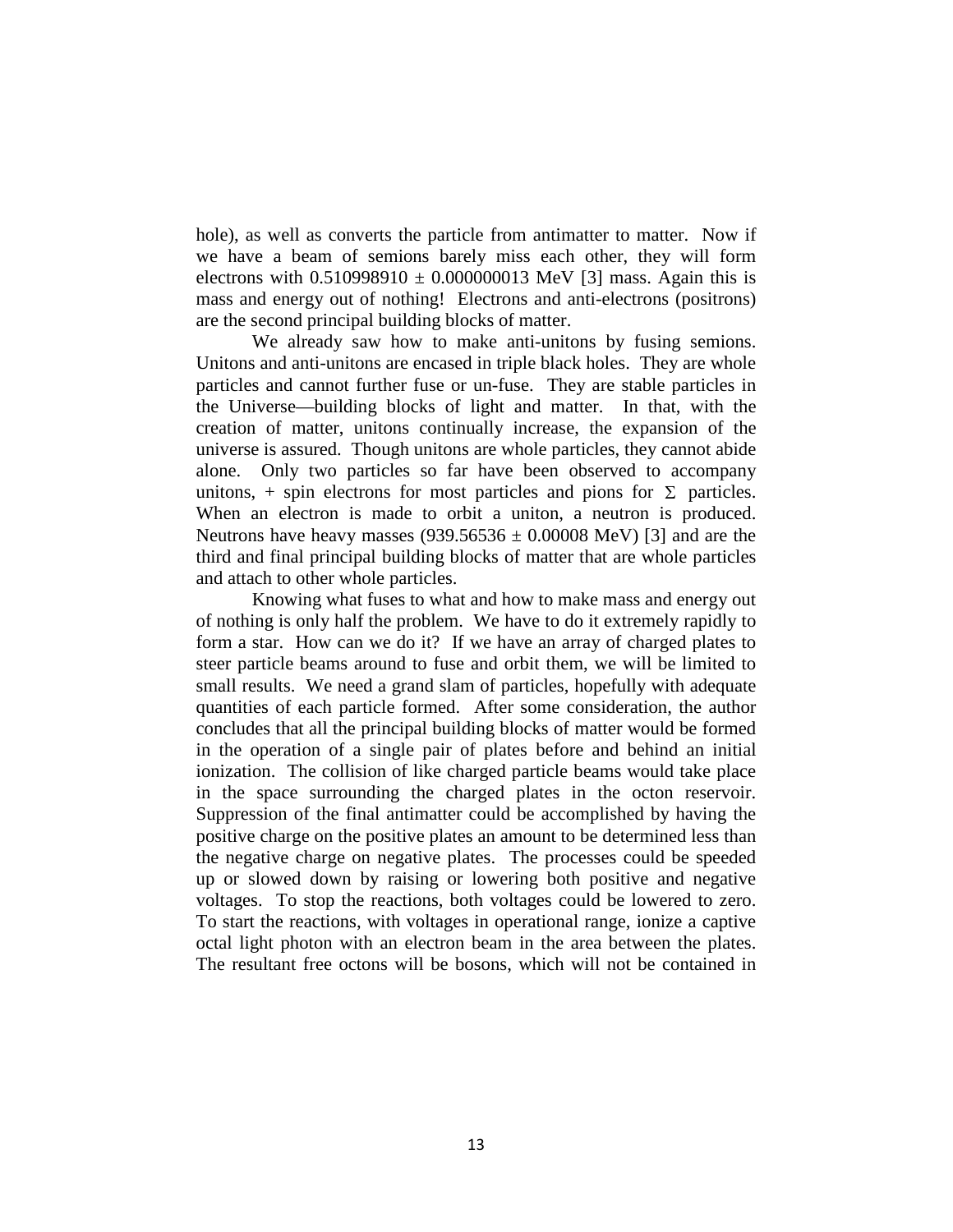hole), as well as converts the particle from antimatter to matter. Now if we have a beam of semions barely miss each other, they will form electrons with $0.510998910 \pm 0.000000013$ MeV [3] mass. Again this is mass and energy out of nothing! Electrons and anti-electrons (positrons) are the second principal building blocks of matter.

We already saw how to make anti-unitons by fusing semions. Unitons and anti-unitons are encased in triple black holes. They are whole particles and cannot further fuse or un-fuse. They are stable particles in the Universe—building blocks of light and matter. In that, with the creation of matter, unitons continually increase, the expansion of the universe is assured. Though unitons are whole particles, they cannot abide alone. Only two particles so far have been observed to accompany unitons, + spin electrons for most particles and pions for $\Sigma$ particles. When an electron is made to orbit a uniton, a neutron is produced. Neutrons have heavy masses ($939.56536 \pm 0.00008$ MeV) [3] and are the third and final principal building blocks of matter that are whole particles and attach to other whole particles.

Knowing what fuses to what and how to make mass and energy out of nothing is only half the problem. We have to do it extremely rapidly to form a star. How can we do it? If we have an array of charged plates to steer particle beams around to fuse and orbit them, we will be limited to small results. We need a grand slam of particles, hopefully with adequate quantities of each particle formed. After some consideration, the author concludes that all the principal building blocks of matter would be formed in the operation of a single pair of plates before and behind an initial ionization. The collision of like charged particle beams would take place in the space surrounding the charged plates in the octon reservoir. Suppression of the final antimatter could be accomplished by having the positive charge on the positive plates an amount to be determined less than the negative charge on negative plates. The processes could be speeded up or slowed down by raising or lowering both positive and negative voltages. To stop the reactions, both voltages could be lowered to zero. To start the reactions, with voltages in operational range, ionize a captive octal light photon with an electron beam in the area between the plates. The resultant free octons will be bosons, which will not be contained in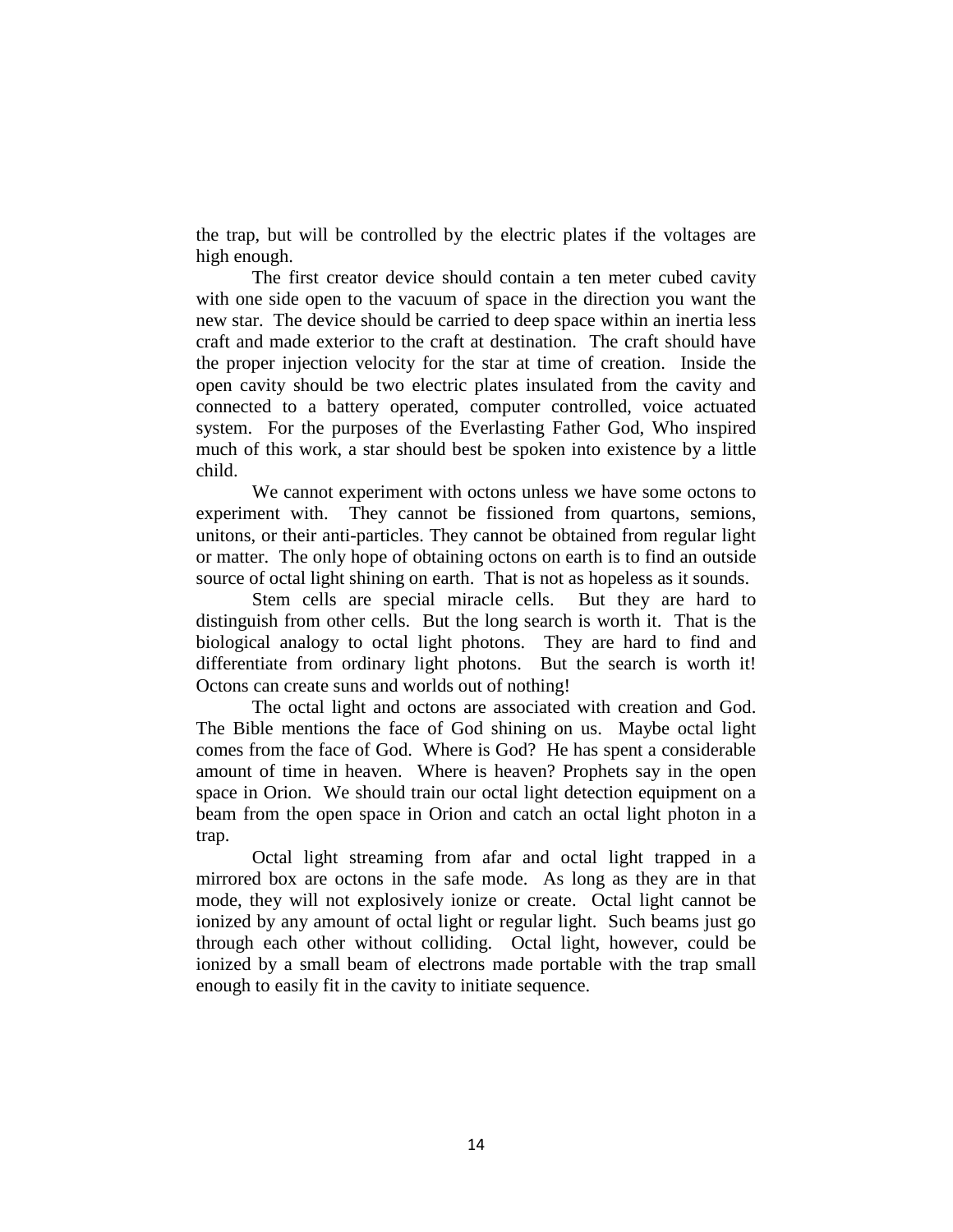the trap, but will be controlled by the electric plates if the voltages are high enough.

The first creator device should contain a ten meter cubed cavity with one side open to the vacuum of space in the direction you want the new star. The device should be carried to deep space within an inertia less craft and made exterior to the craft at destination. The craft should have the proper injection velocity for the star at time of creation. Inside the open cavity should be two electric plates insulated from the cavity and connected to a battery operated, computer controlled, voice actuated system. For the purposes of the Everlasting Father God, Who inspired much of this work, a star should best be spoken into existence by a little child.

We cannot experiment with octons unless we have some octons to experiment with. They cannot be fissioned from quartons, semions, unitons, or their anti-particles. They cannot be obtained from regular light or matter. The only hope of obtaining octons on earth is to find an outside source of octal light shining on earth. That is not as hopeless as it sounds.

Stem cells are special miracle cells. But they are hard to distinguish from other cells. But the long search is worth it. That is the biological analogy to octal light photons. They are hard to find and differentiate from ordinary light photons. But the search is worth it! Octons can create suns and worlds out of nothing!

The octal light and octons are associated with creation and God. The Bible mentions the face of God shining on us. Maybe octal light comes from the face of God. Where is God? He has spent a considerable amount of time in heaven. Where is heaven? Prophets say in the open space in Orion. We should train our octal light detection equipment on a beam from the open space in Orion and catch an octal light photon in a trap.

Octal light streaming from afar and octal light trapped in a mirrored box are octons in the safe mode. As long as they are in that mode, they will not explosively ionize or create. Octal light cannot be ionized by any amount of octal light or regular light. Such beams just go through each other without colliding. Octal light, however, could be ionized by a small beam of electrons made portable with the trap small enough to easily fit in the cavity to initiate sequence.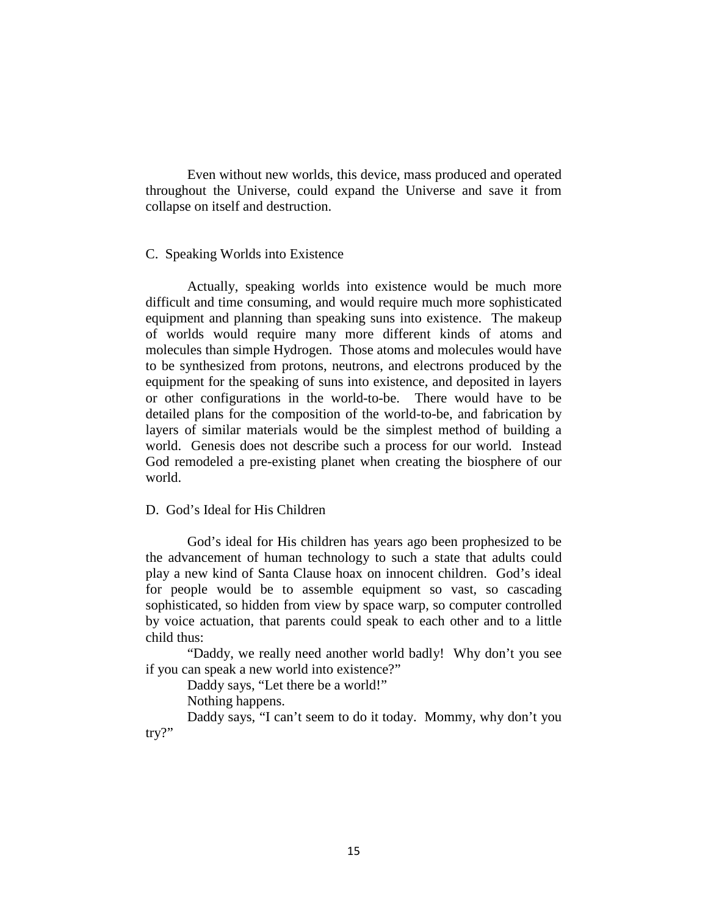Even without new worlds, this device, mass produced and operated throughout the Universe, could expand the Universe and save it from collapse on itself and destruction.

### C. Speaking Worlds into Existence

Actually, speaking worlds into existence would be much more difficult and time consuming, and would require much more sophisticated equipment and planning than speaking suns into existence. The makeup of worlds would require many more different kinds of atoms and molecules than simple Hydrogen. Those atoms and molecules would have to be synthesized from protons, neutrons, and electrons produced by the equipment for the speaking of suns into existence, and deposited in layers or other configurations in the world-to-be. There would have to be detailed plans for the composition of the world-to-be, and fabrication by layers of similar materials would be the simplest method of building a world. Genesis does not describe such a process for our world. Instead God remodeled a pre-existing planet when creating the biosphere of our world.

### D. God's Ideal for His Children

God's ideal for His children has years ago been prophesized to be the advancement of human technology to such a state that adults could play a new kind of Santa Clause hoax on innocent children. God's ideal for people would be to assemble equipment so vast, so cascading sophisticated, so hidden from view by space warp, so computer controlled by voice actuation, that parents could speak to each other and to a little child thus:

"Daddy, we really need another world badly! Why don't you see if you can speak a new world into existence?"

Daddy says, "Let there be a world!"

Nothing happens.

Daddy says, "I can't seem to do it today. Mommy, why don't you try?"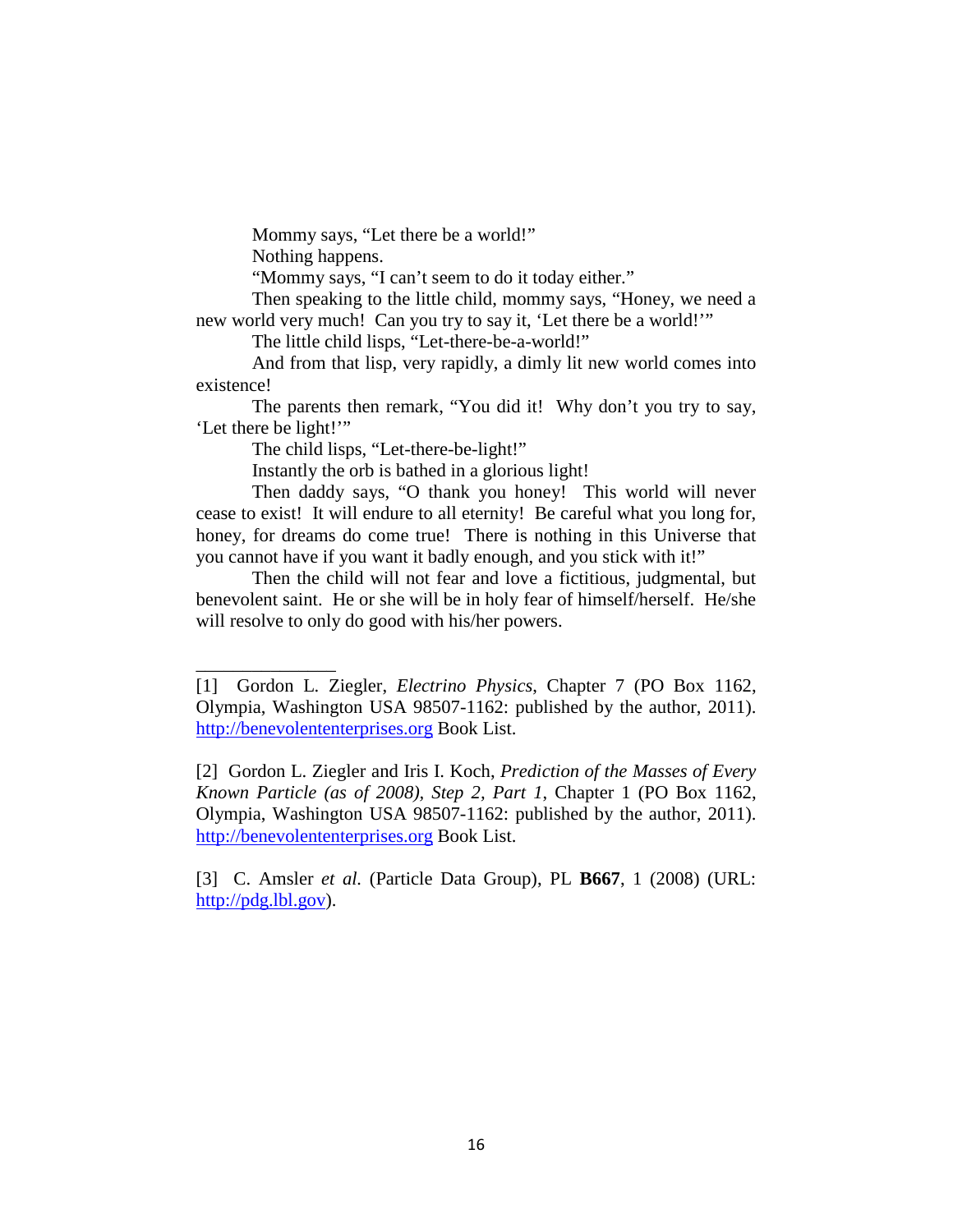Mommy says, “Let there be a world!”

Nothing happens.

“Mommy says, “I can’t seem to do it today either.”

Then speaking to the little child, mommy says, “Honey, we need a new world very much! Can you try to say it, ‘Let there be a world!’”

The little child lisps, “Let-there-be-a-world!”

And from that lisp, very rapidly, a dimly lit new world comes into existence!

The parents then remark, “You did it! Why don’t you try to say, ‘Let there be light!’”

The child lisps, “Let-there-be-light!”

Instantly the orb is bathed in a glorious light!

Then daddy says, “O thank you honey! This world will never cease to exist! It will endure to all eternity! Be careful what you long for, honey, for dreams do come true! There is nothing in this Universe that you cannot have if you want it badly enough, and you stick with it!”

Then the child will not fear and love a fictitious, judgmental, but benevolent saint. He or she will be in holy fear of himself/herself. He/she will resolve to only do good with his/her powers.

---

[1] Gordon L. Ziegler, *Electrino Physics*, Chapter 7 (PO Box 1162, Olympia, Washington USA 98507-1162: published by the author, 2011). http://benevolententerprises.org Book List.

[2] Gordon L. Ziegler and Iris I. Koch, *Prediction of the Masses of Every Known Particle (as of 2008), Step 2, Part 1*, Chapter 1 (PO Box 1162, Olympia, Washington USA 98507-1162: published by the author, 2011). http://benevolententerprises.org Book List.

[3] C. Amsler *et al.* (Particle Data Group), PL **B667**, 1 (2008) (URL: http://pdg.lbl.gov).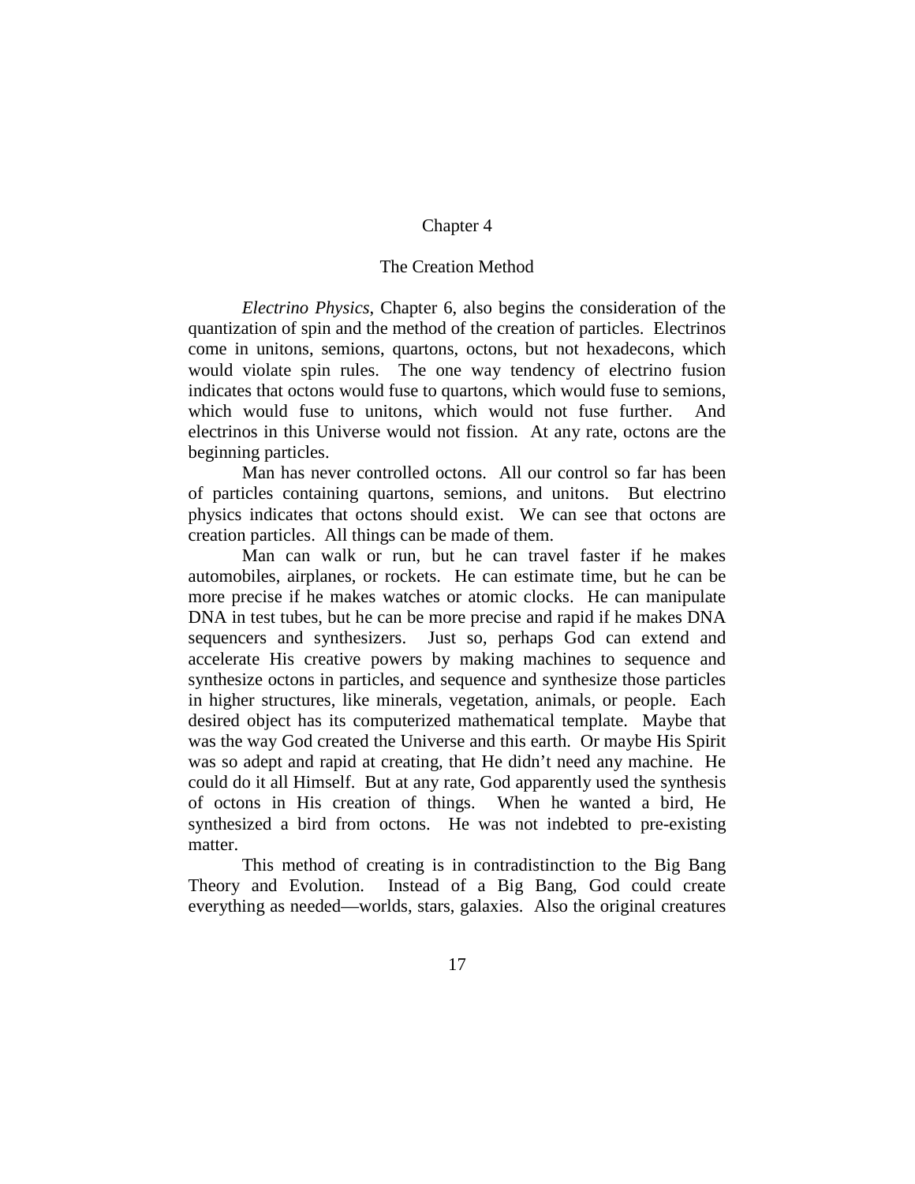# Chapter 4

## The Creation Method

*Electrino Physics*, Chapter 6, also begins the consideration of the quantization of spin and the method of the creation of particles. Electrinos come in unitons, semions, quartons, octons, but not hexadecons, which would violate spin rules. The one way tendency of electrino fusion indicates that octons would fuse to quartons, which would fuse to semions, which would fuse to unitons, which would not fuse further. And electrinos in this Universe would not fission. At any rate, octons are the beginning particles.

Man has never controlled octons. All our control so far has been of particles containing quartons, semions, and unitons. But electrino physics indicates that octons should exist. We can see that octons are creation particles. All things can be made of them.

Man can walk or run, but he can travel faster if he makes automobiles, airplanes, or rockets. He can estimate time, but he can be more precise if he makes watches or atomic clocks. He can manipulate DNA in test tubes, but he can be more precise and rapid if he makes DNA sequencers and synthesizers. Just so, perhaps God can extend and accelerate His creative powers by making machines to sequence and synthesize octons in particles, and sequence and synthesize those particles in higher structures, like minerals, vegetation, animals, or people. Each desired object has its computerized mathematical template. Maybe that was the way God created the Universe and this earth. Or maybe His Spirit was so adept and rapid at creating, that He didn't need any machine. He could do it all Himself. But at any rate, God apparently used the synthesis of octons in His creation of things. When he wanted a bird, He synthesized a bird from octons. He was not indebted to pre-existing matter.

This method of creating is in contradistinction to the Big Bang Theory and Evolution. Instead of a Big Bang, God could create everything as needed—worlds, stars, galaxies. Also the original creatures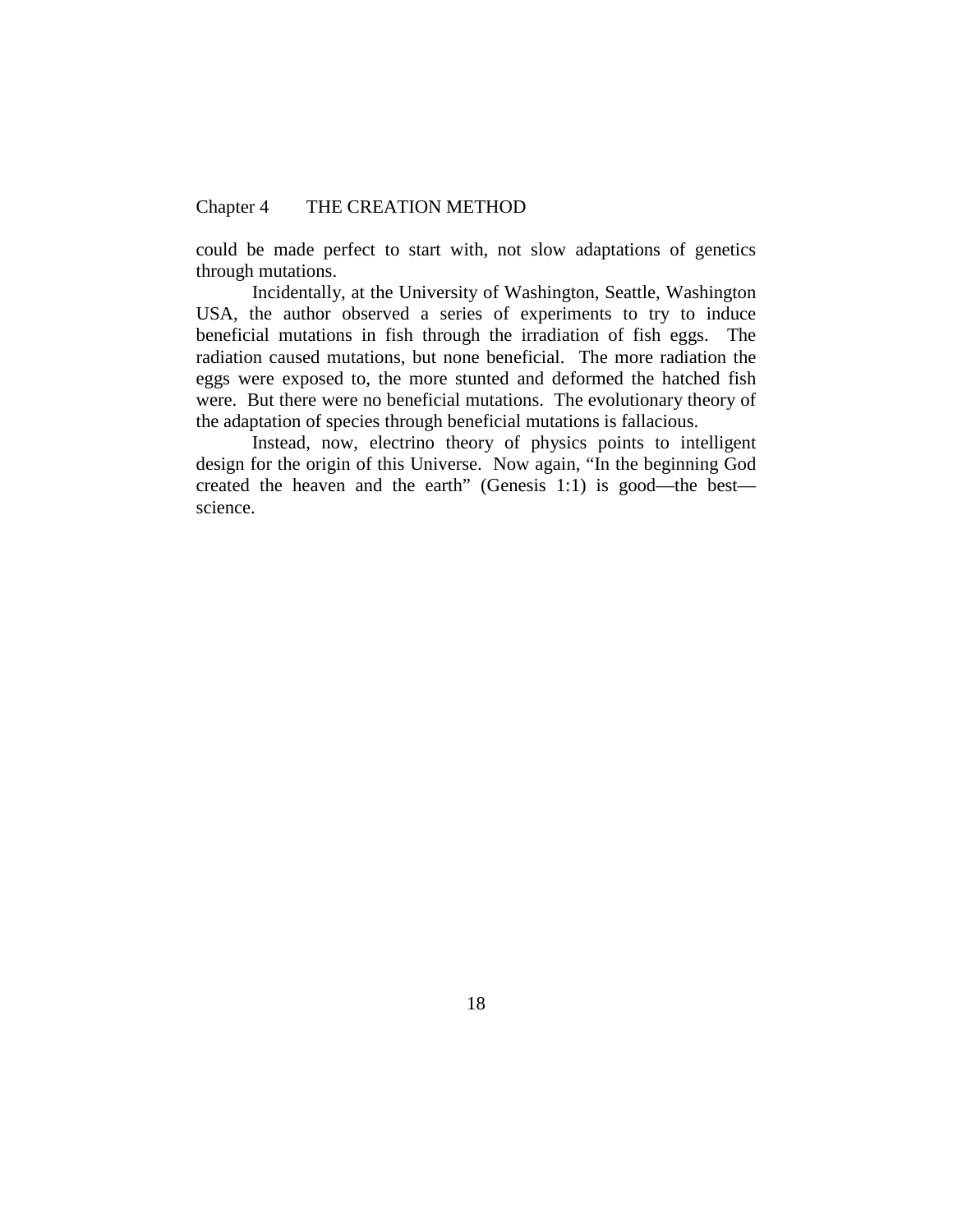could be made perfect to start with, not slow adaptations of genetics through mutations.

Incidentally, at the University of Washington, Seattle, Washington USA, the author observed a series of experiments to try to induce beneficial mutations in fish through the irradiation of fish eggs. The radiation caused mutations, but none beneficial. The more radiation the eggs were exposed to, the more stunted and deformed the hatched fish were. But there were no beneficial mutations. The evolutionary theory of the adaptation of species through beneficial mutations is fallacious.

Instead, now, electrino theory of physics points to intelligent design for the origin of this Universe. Now again, "In the beginning God created the heaven and the earth" (Genesis 1:1) is good—the best—science.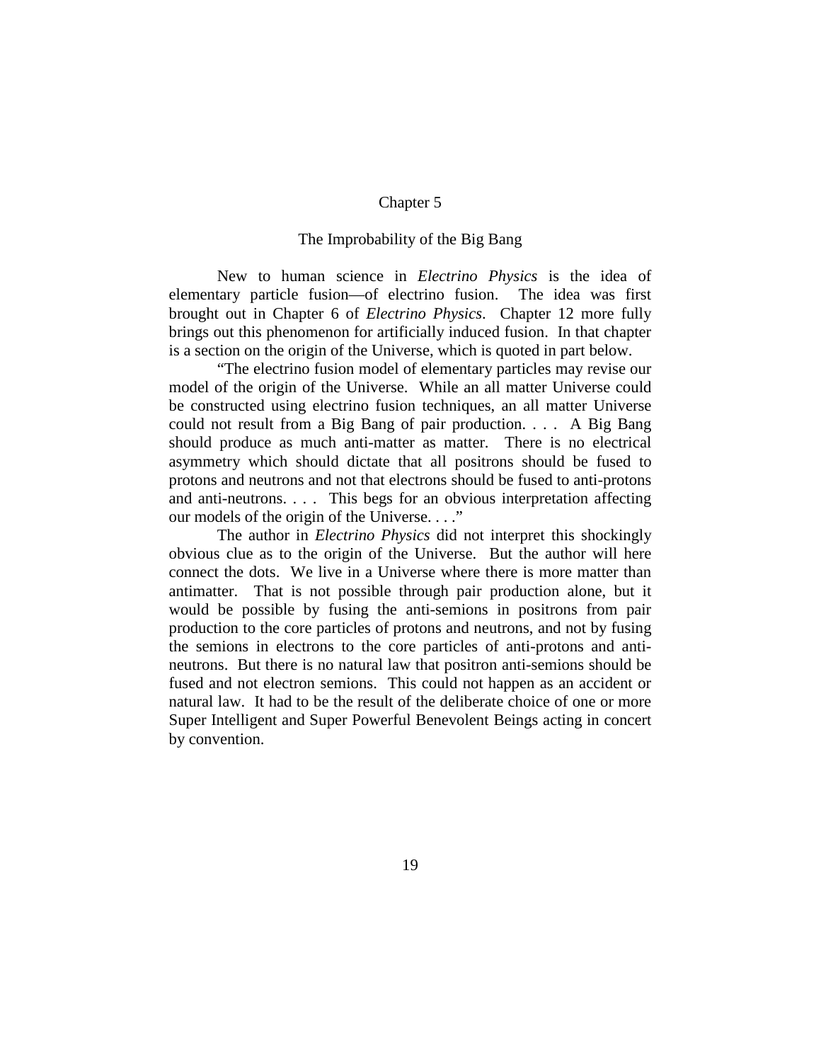# Chapter 5

## The Improbability of the Big Bang

New to human science in *Electrino Physics* is the idea of elementary particle fusion—of electrino fusion. The idea was first brought out in Chapter 6 of *Electrino Physics*. Chapter 12 more fully brings out this phenomenon for artificially induced fusion. In that chapter is a section on the origin of the Universe, which is quoted in part below.

"The electrino fusion model of elementary particles may revise our model of the origin of the Universe. While an all matter Universe could be constructed using electrino fusion techniques, an all matter Universe could not result from a Big Bang of pair production. . . . A Big Bang should produce as much anti-matter as matter. There is no electrical asymmetry which should dictate that all positrons should be fused to protons and neutrons and not that electrons should be fused to anti-protons and anti-neutrons. . . . This begs for an obvious interpretation affecting our models of the origin of the Universe. . . ."

The author in *Electrino Physics* did not interpret this shockingly obvious clue as to the origin of the Universe. But the author will here connect the dots. We live in a Universe where there is more matter than antimatter. That is not possible through pair production alone, but it would be possible by fusing the anti-semions in positrons from pair production to the core particles of protons and neutrons, and not by fusing the semions in electrons to the core particles of anti-protons and anti-neutrons. But there is no natural law that positron anti-semions should be fused and not electron semions. This could not happen as an accident or natural law. It had to be the result of the deliberate choice of one or more Super Intelligent and Super Powerful Benevolent Beings acting in concert by convention.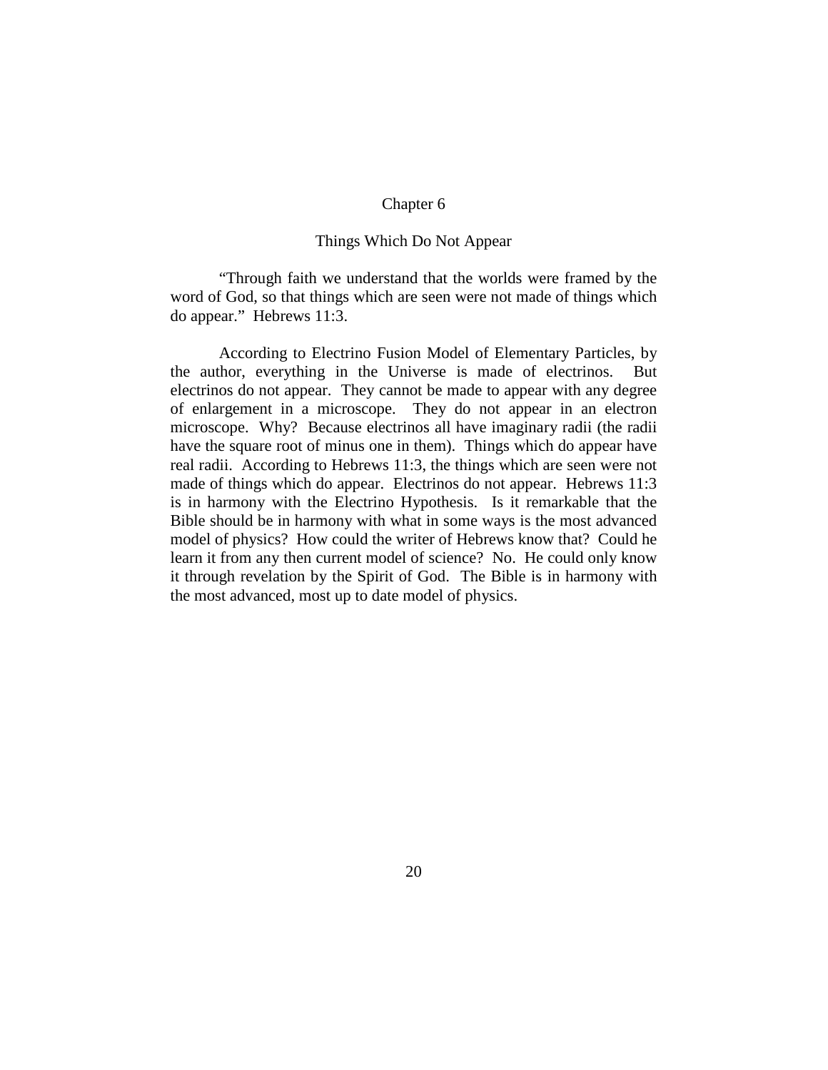# Chapter 6

## Things Which Do Not Appear

“Through faith we understand that the worlds were framed by the word of God, so that things which are seen were not made of things which do appear.” Hebrews 11:3.

According to Electrino Fusion Model of Elementary Particles, by the author, everything in the Universe is made of electrinos. But electrinos do not appear. They cannot be made to appear with any degree of enlargement in a microscope. They do not appear in an electron microscope. Why? Because electrinos all have imaginary radii (the radii have the square root of minus one in them). Things which do appear have real radii. According to Hebrews 11:3, the things which are seen were not made of things which do appear. Electrinos do not appear. Hebrews 11:3 is in harmony with the Electrino Hypothesis. Is it remarkable that the Bible should be in harmony with what in some ways is the most advanced model of physics? How could the writer of Hebrews know that? Could he learn it from any then current model of science? No. He could only know it through revelation by the Spirit of God. The Bible is in harmony with the most advanced, most up to date model of physics.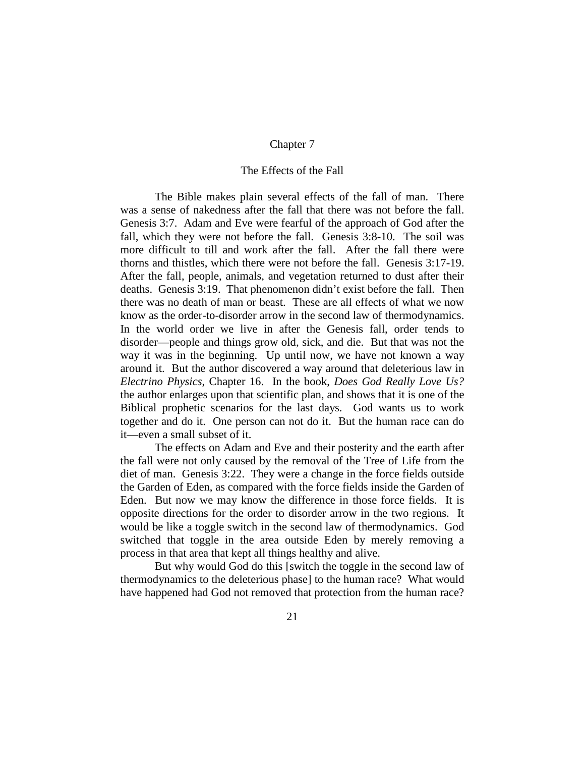## Chapter 7

## The Effects of the Fall

The Bible makes plain several effects of the fall of man. There was a sense of nakedness after the fall that there was not before the fall. Genesis 3:7. Adam and Eve were fearful of the approach of God after the fall, which they were not before the fall. Genesis 3:8-10. The soil was more difficult to till and work after the fall. After the fall there were thorns and thistles, which there were not before the fall. Genesis 3:17-19. After the fall, people, animals, and vegetation returned to dust after their deaths. Genesis 3:19. That phenomenon didn't exist before the fall. Then there was no death of man or beast. These are all effects of what we now know as the order-to-disorder arrow in the second law of thermodynamics. In the world order we live in after the Genesis fall, order tends to disorder—people and things grow old, sick, and die. But that was not the way it was in the beginning. Up until now, we have not known a way around it. But the author discovered a way around that deleterious law in *Electrino Physics*, Chapter 16. In the book, *Does God Really Love Us?* the author enlarges upon that scientific plan, and shows that it is one of the Biblical prophetic scenarios for the last days. God wants us to work together and do it. One person can not do it. But the human race can do it—even a small subset of it.

The effects on Adam and Eve and their posterity and the earth after the fall were not only caused by the removal of the Tree of Life from the diet of man. Genesis 3:22. They were a change in the force fields outside the Garden of Eden, as compared with the force fields inside the Garden of Eden. But now we may know the difference in those force fields. It is opposite directions for the order to disorder arrow in the two regions. It would be like a toggle switch in the second law of thermodynamics. God switched that toggle in the area outside Eden by merely removing a process in that area that kept all things healthy and alive.

But why would God do this [switch the toggle in the second law of thermodynamics to the deleterious phase] to the human race? What would have happened had God not removed that protection from the human race?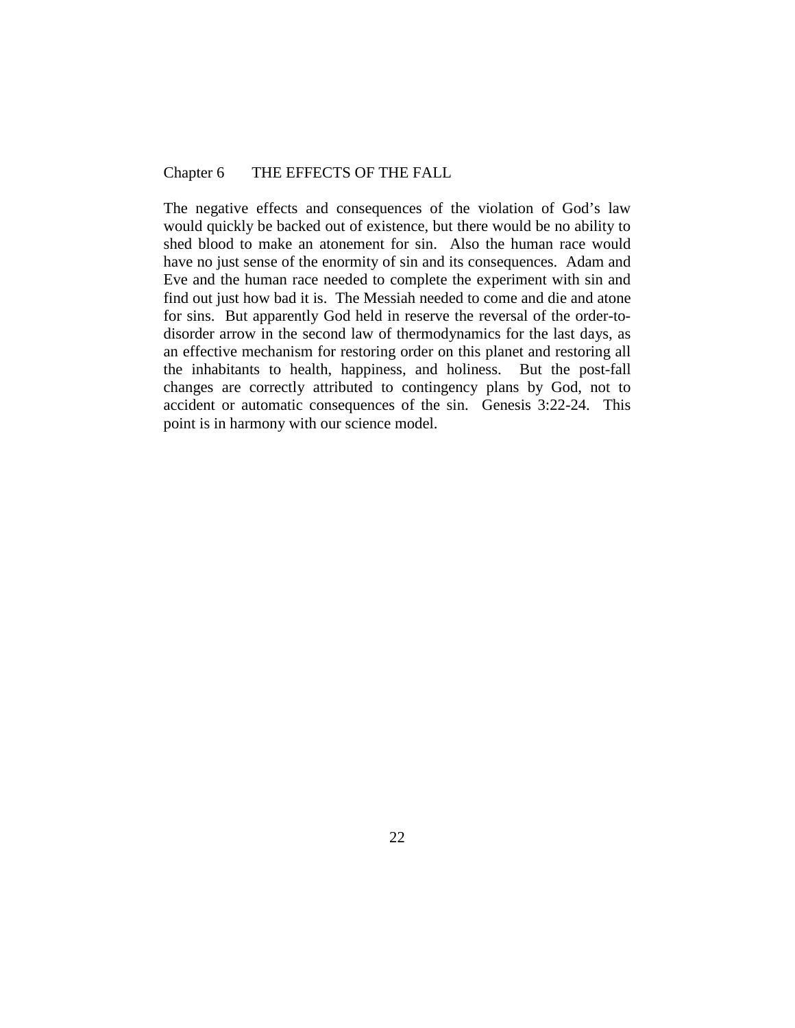## Chapter 6 THE EFFECTS OF THE FALL

The negative effects and consequences of the violation of God's law would quickly be backed out of existence, but there would be no ability to shed blood to make an atonement for sin. Also the human race would have no just sense of the enormity of sin and its consequences. Adam and Eve and the human race needed to complete the experiment with sin and find out just how bad it is. The Messiah needed to come and die and atone for sins. But apparently God held in reserve the reversal of the order-to-disorder arrow in the second law of thermodynamics for the last days, as an effective mechanism for restoring order on this planet and restoring all the inhabitants to health, happiness, and holiness. But the post-fall changes are correctly attributed to contingency plans by God, not to accident or automatic consequences of the sin. Genesis 3:22-24. This point is in harmony with our science model.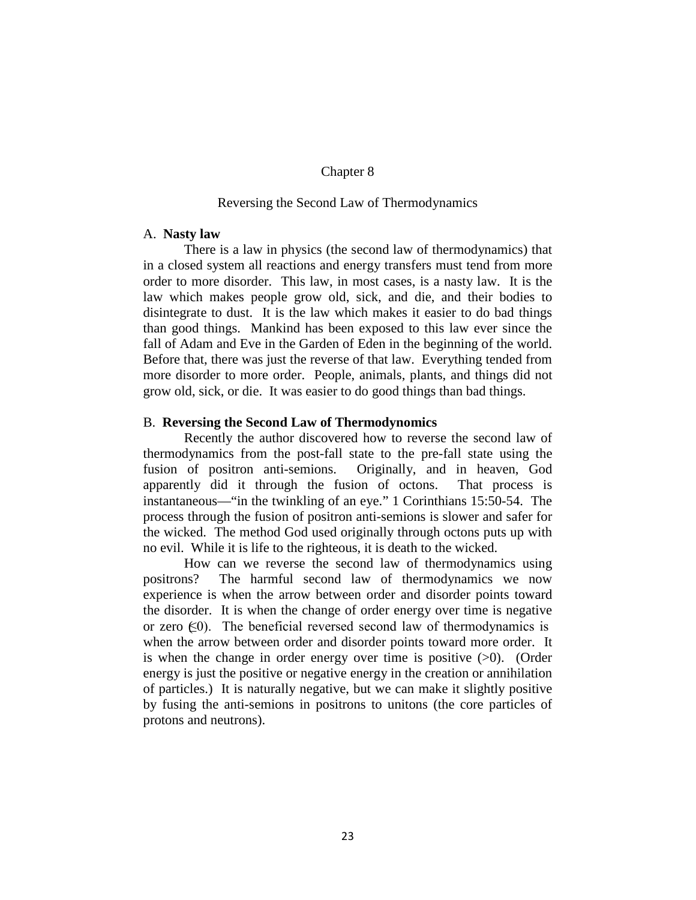# Chapter 8

## Reversing the Second Law of Thermodynamics

### A. **Nasty law**

There is a law in physics (the second law of thermodynamics) that in a closed system all reactions and energy transfers must tend from more order to more disorder. This law, in most cases, is a nasty law. It is the law which makes people grow old, sick, and die, and their bodies to disintegrate to dust. It is the law which makes it easier to do bad things than good things. Mankind has been exposed to this law ever since the fall of Adam and Eve in the Garden of Eden in the beginning of the world. Before that, there was just the reverse of that law. Everything tended from more disorder to more order. People, animals, plants, and things did not grow old, sick, or die. It was easier to do good things than bad things.

### B. **Reversing the Second Law of Thermodynomics**

Recently the author discovered how to reverse the second law of thermodynamics from the post-fall state to the pre-fall state using the fusion of positron anti-semions. Originally, and in heaven, God apparently did it through the fusion of octons. That process is instantaneous—"in the twinkling of an eye." 1 Corinthians 15:50-54. The process through the fusion of positron anti-semions is slower and safer for the wicked. The method God used originally through octons puts up with no evil. While it is life to the righteous, it is death to the wicked.

How can we reverse the second law of thermodynamics using positrons? The harmful second law of thermodynamics we now experience is when the arrow between order and disorder points toward the disorder. It is when the change of order energy over time is negative or zero ($\leq 0$). The beneficial reversed second law of thermodynamics is when the arrow between order and disorder points toward more order. It is when the change in order energy over time is positive ($>0$). (Order energy is just the positive or negative energy in the creation or annihilation of particles.) It is naturally negative, but we can make it slightly positive by fusing the anti-semions in positrons to unitons (the core particles of protons and neutrons).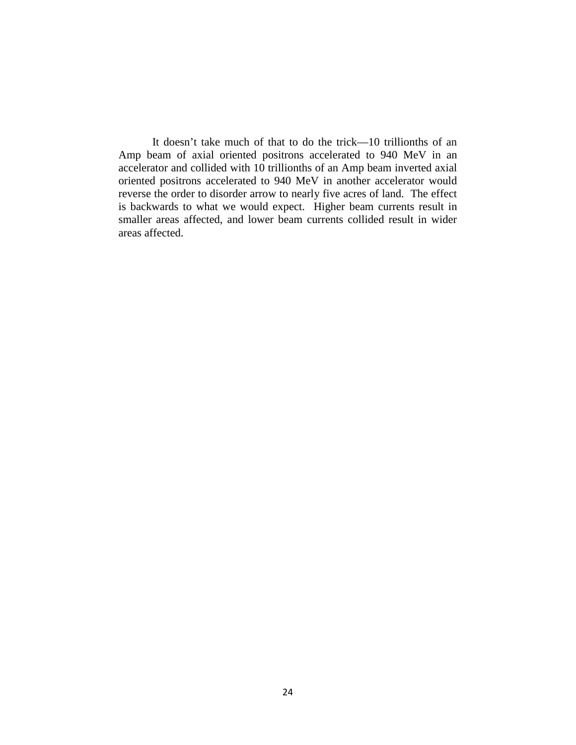It doesn't take much of that to do the trick—10 trillionths of an Amp beam of axial oriented positrons accelerated to 940 MeV in an accelerator and collided with 10 trillionths of an Amp beam inverted axial oriented positrons accelerated to 940 MeV in another accelerator would reverse the order to disorder arrow to nearly five acres of land. The effect is backwards to what we would expect. Higher beam currents result in smaller areas affected, and lower beam currents collided result in wider areas affected.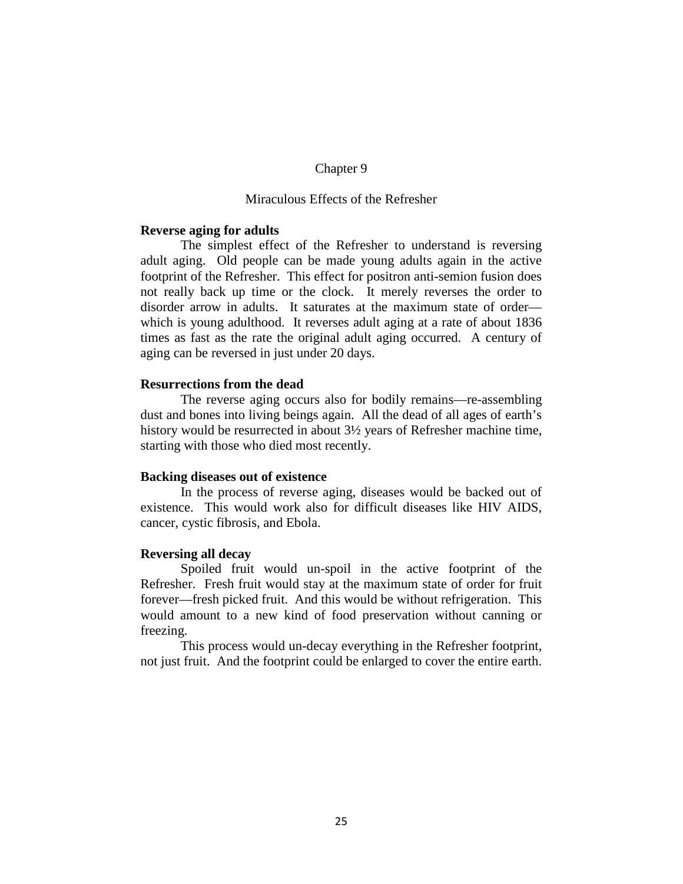# Chapter 9

## Miraculous Effects of the Refresher

**Reverse aging for adults**

The simplest effect of the Refresher to understand is reversing adult aging. Old people can be made young adults again in the active footprint of the Refresher. This effect for positron anti-semion fusion does not really back up time or the clock. It merely reverses the order to disorder arrow in adults. It saturates at the maximum state of order—which is young adulthood. It reverses adult aging at a rate of about 1836 times as fast as the rate the original adult aging occurred. A century of aging can be reversed in just under 20 days.

**Resurrections from the dead**

The reverse aging occurs also for bodily remains—re-assembling dust and bones into living beings again. All the dead of all ages of earth's history would be resurrected in about 3½ years of Refresher machine time, starting with those who died most recently.

**Backing diseases out of existence**

In the process of reverse aging, diseases would be backed out of existence. This would work also for difficult diseases like HIV AIDS, cancer, cystic fibrosis, and Ebola.

**Reversing all decay**

Spoiled fruit would un-spoil in the active footprint of the Refresher. Fresh fruit would stay at the maximum state of order for fruit forever—fresh picked fruit. And this would be without refrigeration. This would amount to a new kind of food preservation without canning or freezing.

This process would un-decay everything in the Refresher footprint, not just fruit. And the footprint could be enlarged to cover the entire earth.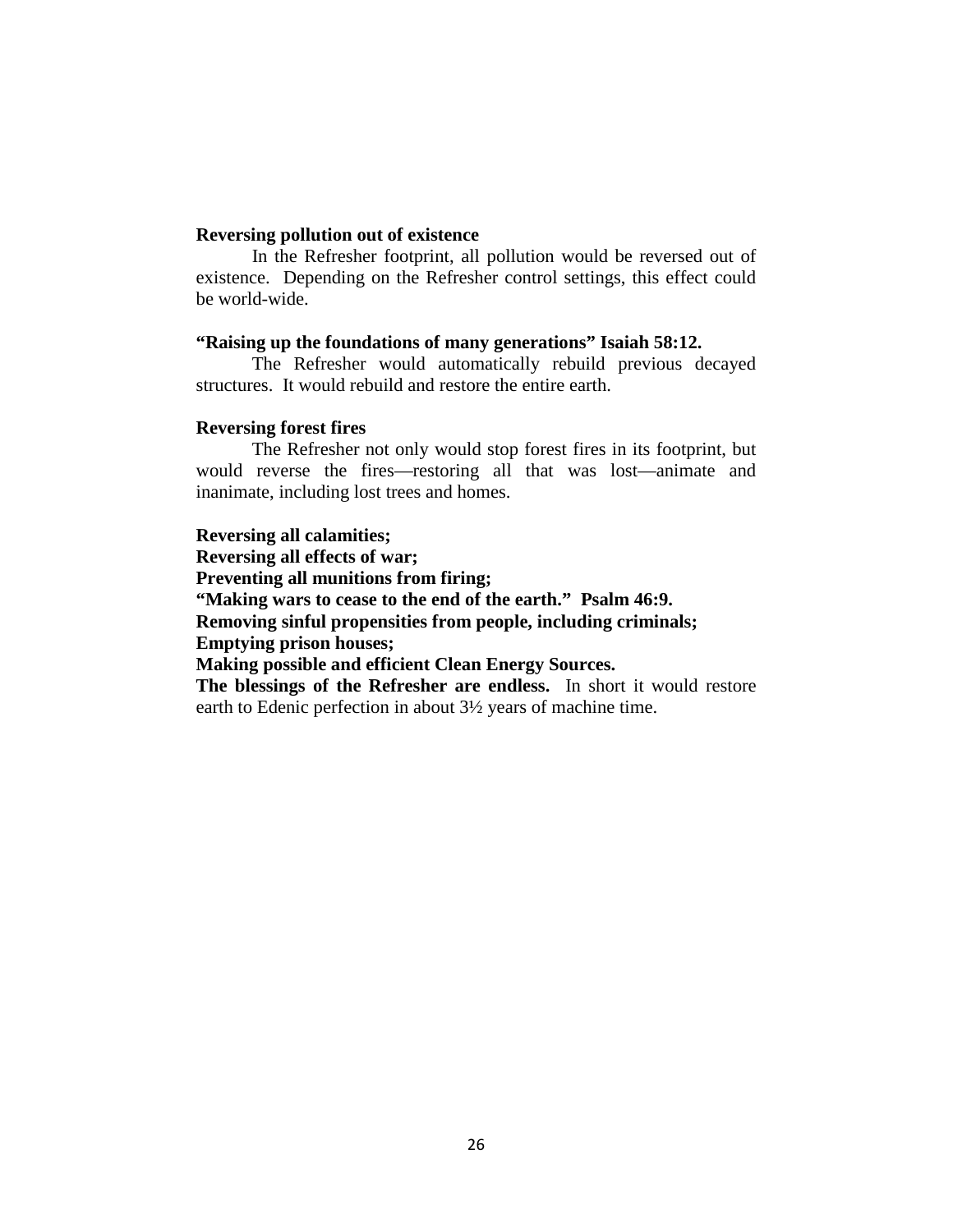**Reversing pollution out of existence**

In the Refresher footprint, all pollution would be reversed out of existence. Depending on the Refresher control settings, this effect could be world-wide.

**"Raising up the foundations of many generations" Isaiah 58:12.**

The Refresher would automatically rebuild previous decayed structures. It would rebuild and restore the entire earth.

**Reversing forest fires**

The Refresher not only would stop forest fires in its footprint, but would reverse the fires—restoring all that was lost—animate and inanimate, including lost trees and homes.

**Reversing all calamities;**
**Reversing all effects of war;**
**Preventing all munitions from firing;**
**"Making wars to cease to the end of the earth." Psalm 46:9.**
**Removing sinful propensities from people, including criminals;**
**Emptying prison houses;**
**Making possible and efficient Clean Energy Sources.**
**The blessings of the Refresher are endless.** In short it would restore earth to Edenic perfection in about 3½ years of machine time.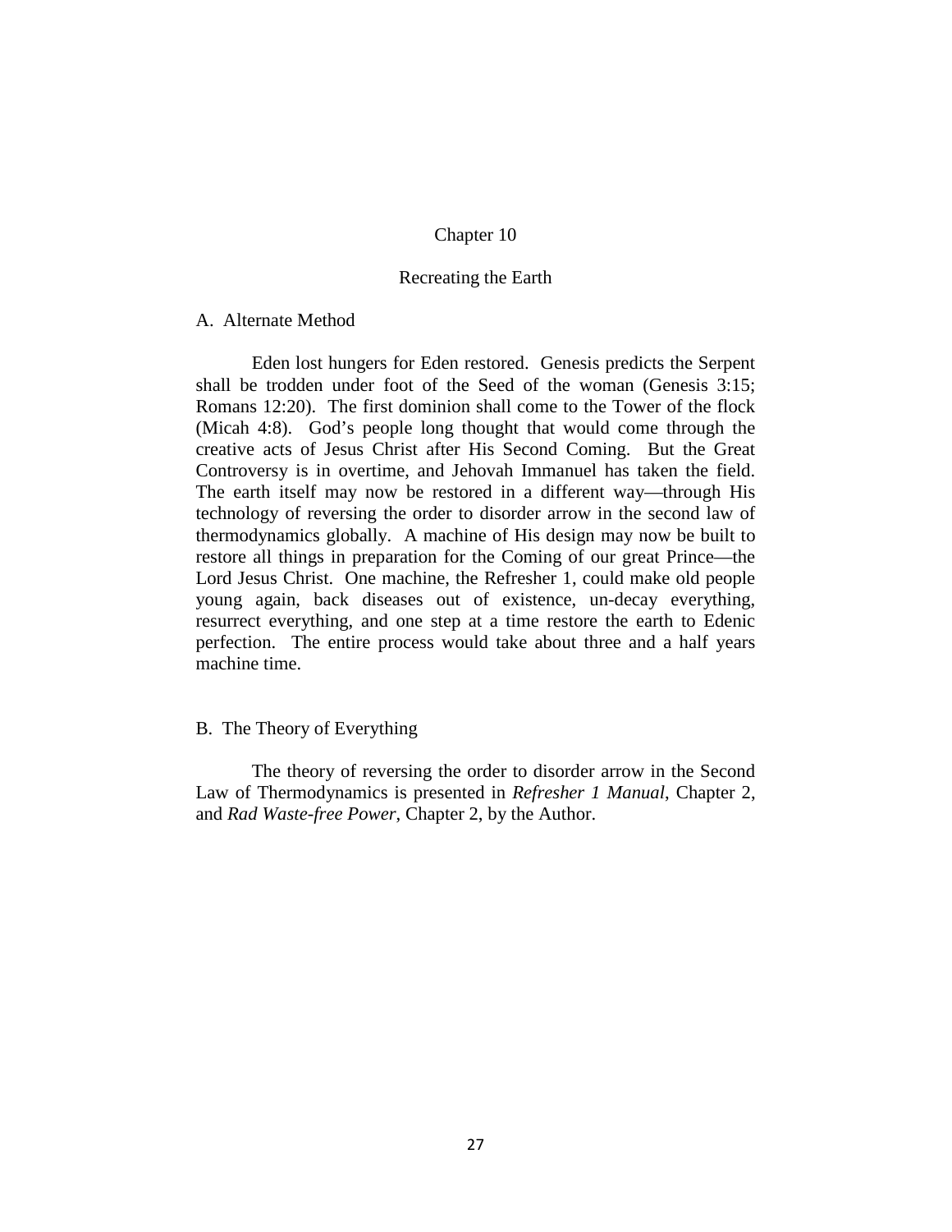# Chapter 10

# Recreating the Earth

## A. Alternate Method

Eden lost hungers for Eden restored. Genesis predicts the Serpent shall be trodden under foot of the Seed of the woman (Genesis 3:15; Romans 12:20). The first dominion shall come to the Tower of the flock (Micah 4:8). God's people long thought that would come through the creative acts of Jesus Christ after His Second Coming. But the Great Controversy is in overtime, and Jehovah Immanuel has taken the field. The earth itself may now be restored in a different way—through His technology of reversing the order to disorder arrow in the second law of thermodynamics globally. A machine of His design may now be built to restore all things in preparation for the Coming of our great Prince—the Lord Jesus Christ. One machine, the Refresher 1, could make old people young again, back diseases out of existence, un-decay everything, resurrect everything, and one step at a time restore the earth to Edenic perfection. The entire process would take about three and a half years machine time.

## B. The Theory of Everything

The theory of reversing the order to disorder arrow in the Second Law of Thermodynamics is presented in *Refresher 1 Manual*, Chapter 2, and *Rad Waste-free Power*, Chapter 2, by the Author.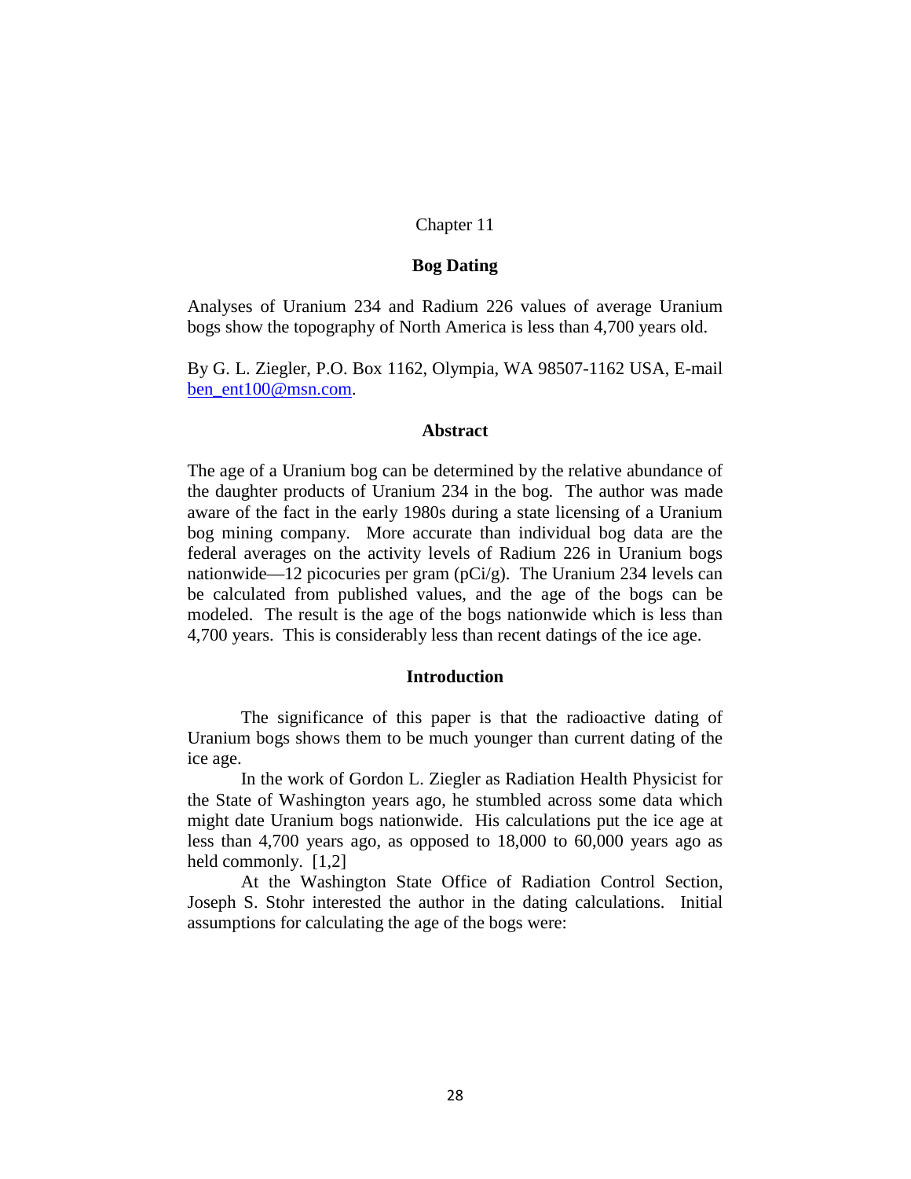Chapter 11

## Bog Dating

Analyses of Uranium 234 and Radium 226 values of average Uranium bogs show the topography of North America is less than 4,700 years old.

By G. L. Ziegler, P.O. Box 1162, Olympia, WA 98507-1162 USA, E-mail ben_ent100@msn.com.

### Abstract

The age of a Uranium bog can be determined by the relative abundance of the daughter products of Uranium 234 in the bog. The author was made aware of the fact in the early 1980s during a state licensing of a Uranium bog mining company. More accurate than individual bog data are the federal averages on the activity levels of Radium 226 in Uranium bogs nationwide—12 picocuries per gram (pCi/g). The Uranium 234 levels can be calculated from published values, and the age of the bogs can be modeled. The result is the age of the bogs nationwide which is less than 4,700 years. This is considerably less than recent datings of the ice age.

### Introduction

The significance of this paper is that the radioactive dating of Uranium bogs shows them to be much younger than current dating of the ice age.

In the work of Gordon L. Ziegler as Radiation Health Physicist for the State of Washington years ago, he stumbled across some data which might date Uranium bogs nationwide. His calculations put the ice age at less than 4,700 years ago, as opposed to 18,000 to 60,000 years ago as held commonly. [1,2]

At the Washington State Office of Radiation Control Section, Joseph S. Stohr interested the author in the dating calculations. Initial assumptions for calculating the age of the bogs were: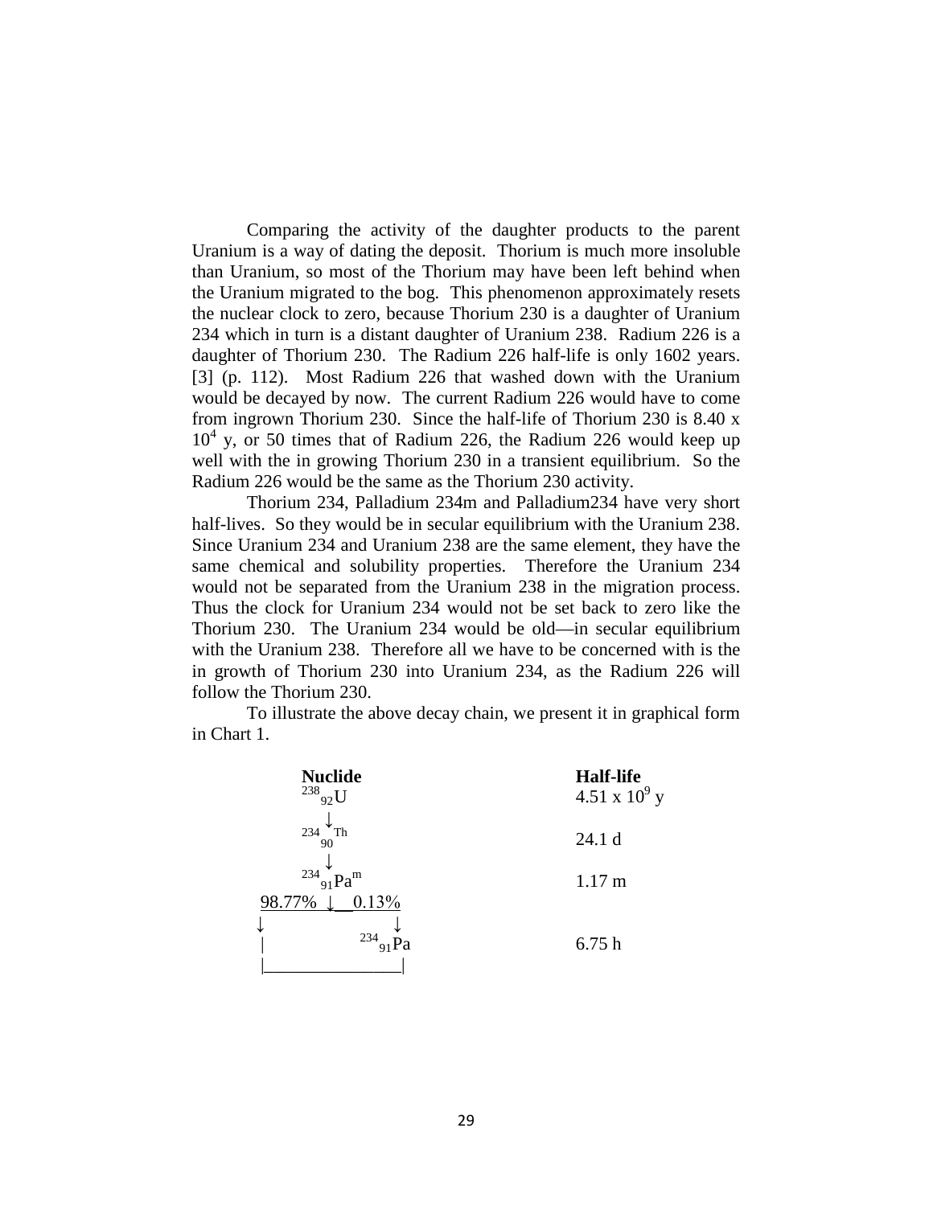Comparing the activity of the daughter products to the parent Uranium is a way of dating the deposit. Thorium is much more insoluble than Uranium, so most of the Thorium may have been left behind when the Uranium migrated to the bog. This phenomenon approximately resets the nuclear clock to zero, because Thorium 230 is a daughter of Uranium 234 which in turn is a distant daughter of Uranium 238. Radium 226 is a daughter of Thorium 230. The Radium 226 half-life is only 1602 years. [3] (p. 112). Most Radium 226 that washed down with the Uranium would be decayed by now. The current Radium 226 would have to come from ingrown Thorium 230. Since the half-life of Thorium 230 is 8.40 x $10^4$ y, or 50 times that of Radium 226, the Radium 226 would keep up well with the in growing Thorium 230 in a transient equilibrium. So the Radium 226 would be the same as the Thorium 230 activity.

Thorium 234, Palladium 234m and Palladium234 have very short half-lives. So they would be in secular equilibrium with the Uranium 238. Since Uranium 234 and Uranium 238 are the same element, they have the same chemical and solubility properties. Therefore the Uranium 234 would not be separated from the Uranium 238 in the migration process. Thus the clock for Uranium 234 would not be set back to zero like the Thorium 230. The Uranium 234 would be old—in secular equilibrium with the Uranium 238. Therefore all we have to be concerned with is the in growth of Thorium 230 into Uranium 234, as the Radium 226 will follow the Thorium 230.

To illustrate the above decay chain, we present it in graphical form in Chart 1.

| **Nuclide** | **Half-life** |
|---|---|
| $^{238}_{92}U$ | 4.51 x $10^9$ y |
| ↓ | |
| $^{234}_{90}Th$ | 24.1 d |
| ↓ | |
| $^{234}_{91}Pa^m$ | 1.17 m |
| 98.77% ↓ 0.13% ↓ | |
| $^{234}_{91}Pa$ | 6.75 h |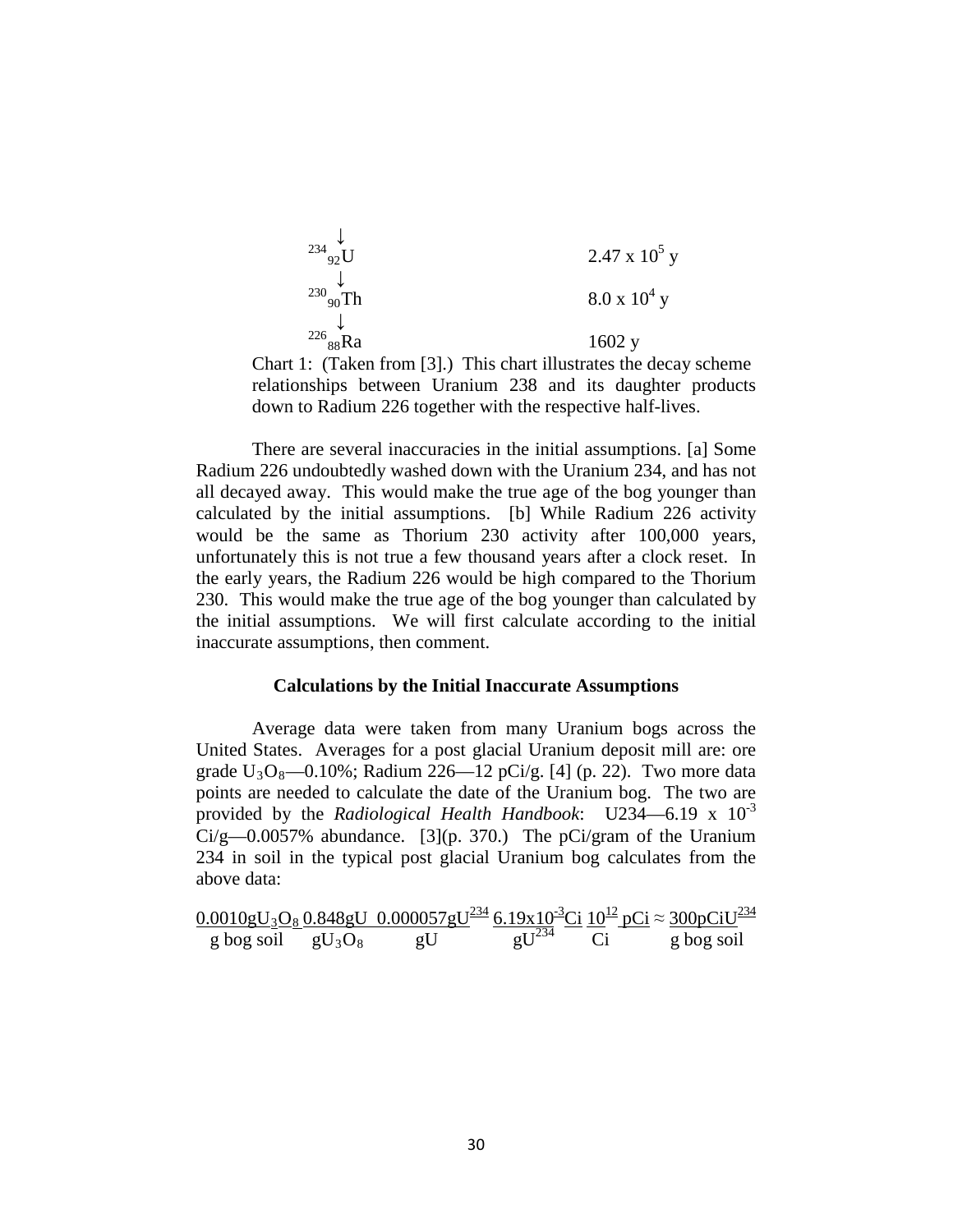| | |
|---|---|
| ↓ | |
| $^{234}_{92}U$ | $2.47 \times 10^5$ y |
| ↓ | |
| $^{230}_{90}Th$ | $8.0 \times 10^4$ y |
| ↓ | |
| $^{226}_{88}Ra$ | 1602 y |

Chart 1: (Taken from [3].) This chart illustrates the decay scheme relationships between Uranium 238 and its daughter products down to Radium 226 together with the respective half-lives.

There are several inaccuracies in the initial assumptions. [a] Some Radium 226 undoubtedly washed down with the Uranium 234, and has not all decayed away. This would make the true age of the bog younger than calculated by the initial assumptions. [b] While Radium 226 activity would be the same as Thorium 230 activity after 100,000 years, unfortunately this is not true a few thousand years after a clock reset. In the early years, the Radium 226 would be high compared to the Thorium 230. This would make the true age of the bog younger than calculated by the initial assumptions. We will first calculate according to the initial inaccurate assumptions, then comment.

### Calculations by the Initial Inaccurate Assumptions

Average data were taken from many Uranium bogs across the United States. Averages for a post glacial Uranium deposit mill are: ore grade $U_3O_8$—0.10%; Radium 226—12 pCi/g. [4] (p. 22). Two more data points are needed to calculate the date of the Uranium bog. The two are provided by the *Radiological Health Handbook*: U234—$6.19 \times 10^{-3}$ Ci/g—0.0057% abundance. [3](p. 370.) The pCi/gram of the Uranium 234 in soil in the typical post glacial Uranium bog calculates from the above data:

$$\frac{0.0010\,gU_3O_8}{g\ \text{bog soil}}\ \frac{0.848\,gU}{gU_3O_8}\ \frac{0.000057\,gU^{234}}{gU}\ \frac{6.19\times10^{-3}\,Ci}{gU^{234}}\ \frac{10^{12}\,pCi}{Ci} \approx \frac{300\,pCiU^{234}}{g\ \text{bog soil}}$$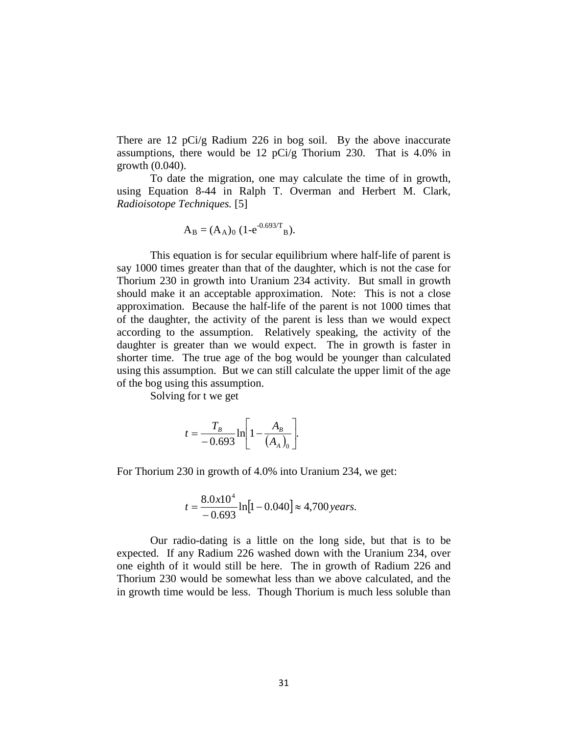There are 12 pCi/g Radium 226 in bog soil. By the above inaccurate assumptions, there would be 12 pCi/g Thorium 230. That is 4.0% in growth (0.040).

To date the migration, one may calculate the time of in growth, using Equation 8-44 in Ralph T. Overman and Herbert M. Clark, *Radioisotope Techniques.* [5]

$$A_B = (A_A)_0 \, (1\text{-}e^{-0.693/T_B}).$$

This equation is for secular equilibrium where half-life of parent is say 1000 times greater than that of the daughter, which is not the case for Thorium 230 in growth into Uranium 234 activity. But small in growth should make it an acceptable approximation. Note: This is not a close approximation. Because the half-life of the parent is not 1000 times that of the daughter, the activity of the parent is less than we would expect according to the assumption. Relatively speaking, the activity of the daughter is greater than we would expect. The in growth is faster in shorter time. The true age of the bog would be younger than calculated using this assumption. But we can still calculate the upper limit of the age of the bog using this assumption.

Solving for t we get

$$t = \frac{T_B}{-0.693} \ln\left[1 - \frac{A_B}{(A_A)_0}\right].$$

For Thorium 230 in growth of 4.0% into Uranium 234, we get:

$$t = \frac{8.0x10^4}{-0.693} \ln[1 - 0.040] \approx 4{,}700\,years.$$

Our radio-dating is a little on the long side, but that is to be expected. If any Radium 226 washed down with the Uranium 234, over one eighth of it would still be here. The in growth of Radium 226 and Thorium 230 would be somewhat less than we above calculated, and the in growth time would be less. Though Thorium is much less soluble than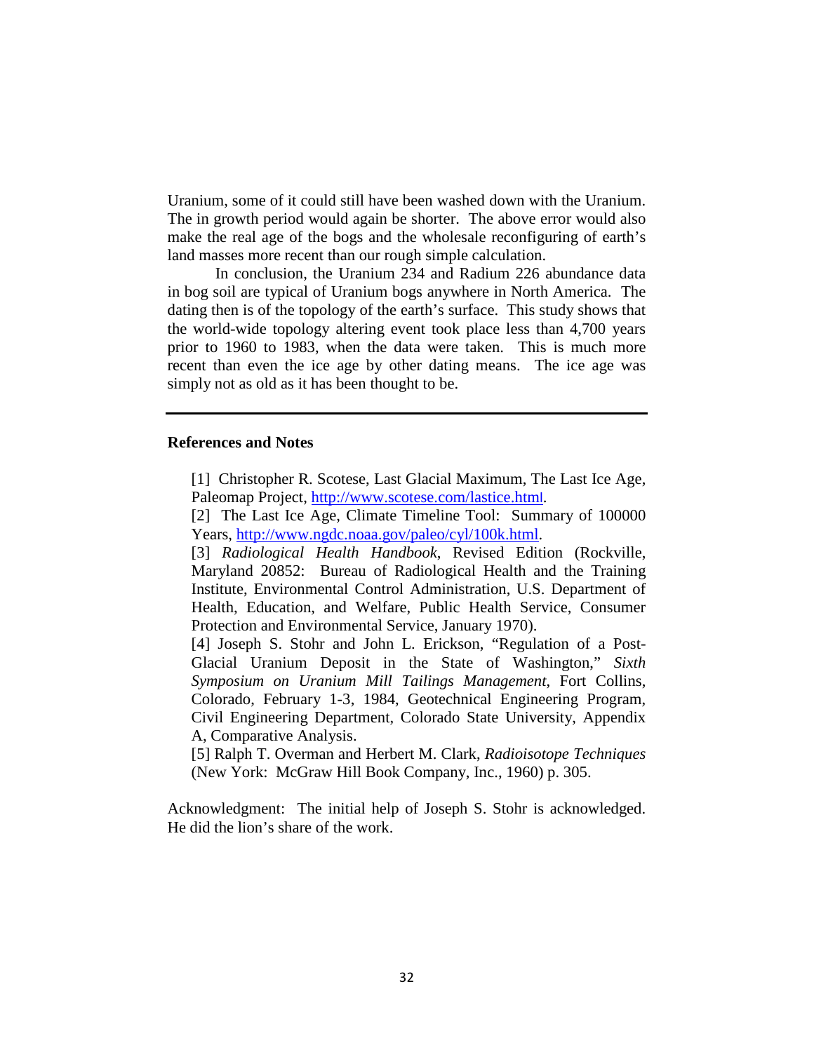Uranium, some of it could still have been washed down with the Uranium. The in growth period would again be shorter. The above error would also make the real age of the bogs and the wholesale reconfiguring of earth's land masses more recent than our rough simple calculation.

In conclusion, the Uranium 234 and Radium 226 abundance data in bog soil are typical of Uranium bogs anywhere in North America. The dating then is of the topology of the earth's surface. This study shows that the world-wide topology altering event took place less than 4,700 years prior to 1960 to 1983, when the data were taken. This is much more recent than even the ice age by other dating means. The ice age was simply not as old as it has been thought to be.

---

**References and Notes**

[1] Christopher R. Scotese, Last Glacial Maximum, The Last Ice Age, Paleomap Project, http://www.scotese.com/lastice.html.

[2] The Last Ice Age, Climate Timeline Tool: Summary of 100000 Years, http://www.ngdc.noaa.gov/paleo/cyl/100k.html.

[3] *Radiological Health Handbook*, Revised Edition (Rockville, Maryland 20852: Bureau of Radiological Health and the Training Institute, Environmental Control Administration, U.S. Department of Health, Education, and Welfare, Public Health Service, Consumer Protection and Environmental Service, January 1970).

[4] Joseph S. Stohr and John L. Erickson, "Regulation of a Post-Glacial Uranium Deposit in the State of Washington," *Sixth Symposium on Uranium Mill Tailings Management*, Fort Collins, Colorado, February 1-3, 1984, Geotechnical Engineering Program, Civil Engineering Department, Colorado State University, Appendix A, Comparative Analysis.

[5] Ralph T. Overman and Herbert M. Clark, *Radioisotope Techniques* (New York: McGraw Hill Book Company, Inc., 1960) p. 305.

Acknowledgment: The initial help of Joseph S. Stohr is acknowledged. He did the lion's share of the work.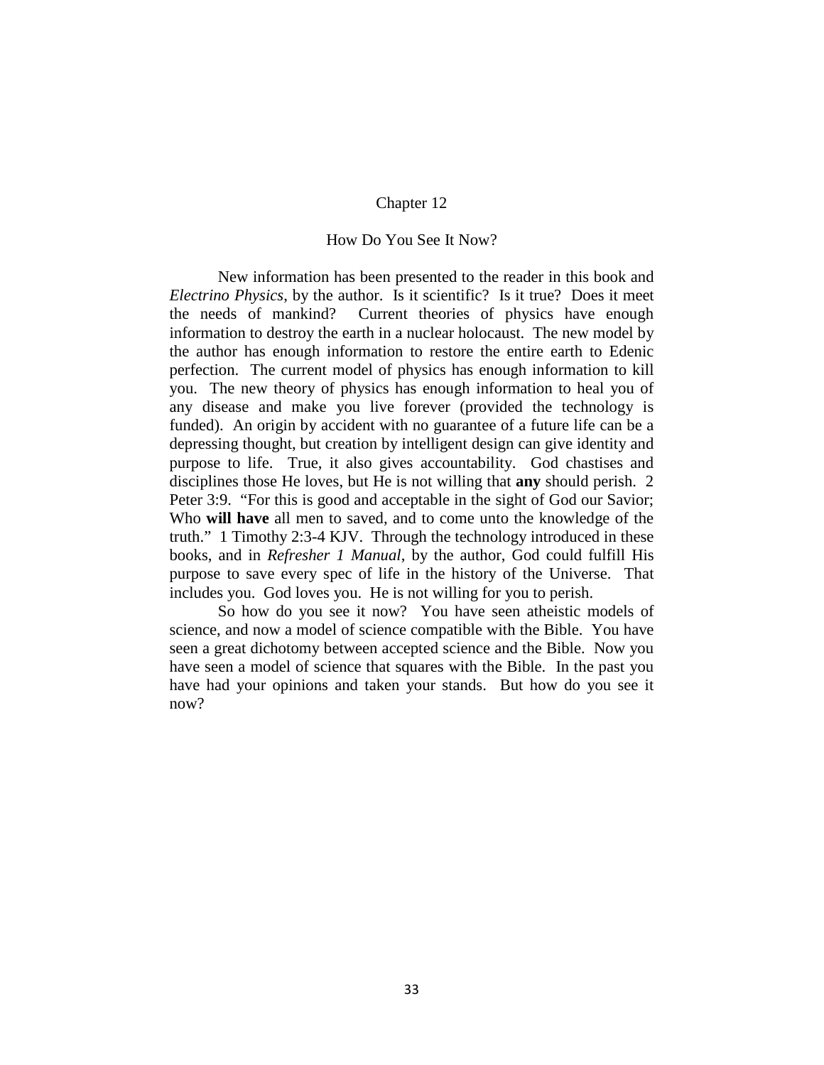# Chapter 12

## How Do You See It Now?

New information has been presented to the reader in this book and *Electrino Physics*, by the author. Is it scientific? Is it true? Does it meet the needs of mankind? Current theories of physics have enough information to destroy the earth in a nuclear holocaust. The new model by the author has enough information to restore the entire earth to Edenic perfection. The current model of physics has enough information to kill you. The new theory of physics has enough information to heal you of any disease and make you live forever (provided the technology is funded). An origin by accident with no guarantee of a future life can be a depressing thought, but creation by intelligent design can give identity and purpose to life. True, it also gives accountability. God chastises and disciplines those He loves, but He is not willing that **any** should perish. 2 Peter 3:9. "For this is good and acceptable in the sight of God our Savior; Who **will have** all men to saved, and to come unto the knowledge of the truth." 1 Timothy 2:3-4 KJV. Through the technology introduced in these books, and in *Refresher 1 Manual*, by the author, God could fulfill His purpose to save every spec of life in the history of the Universe. That includes you. God loves you. He is not willing for you to perish.

So how do you see it now? You have seen atheistic models of science, and now a model of science compatible with the Bible. You have seen a great dichotomy between accepted science and the Bible. Now you have seen a model of science that squares with the Bible. In the past you have had your opinions and taken your stands. But how do you see it now?